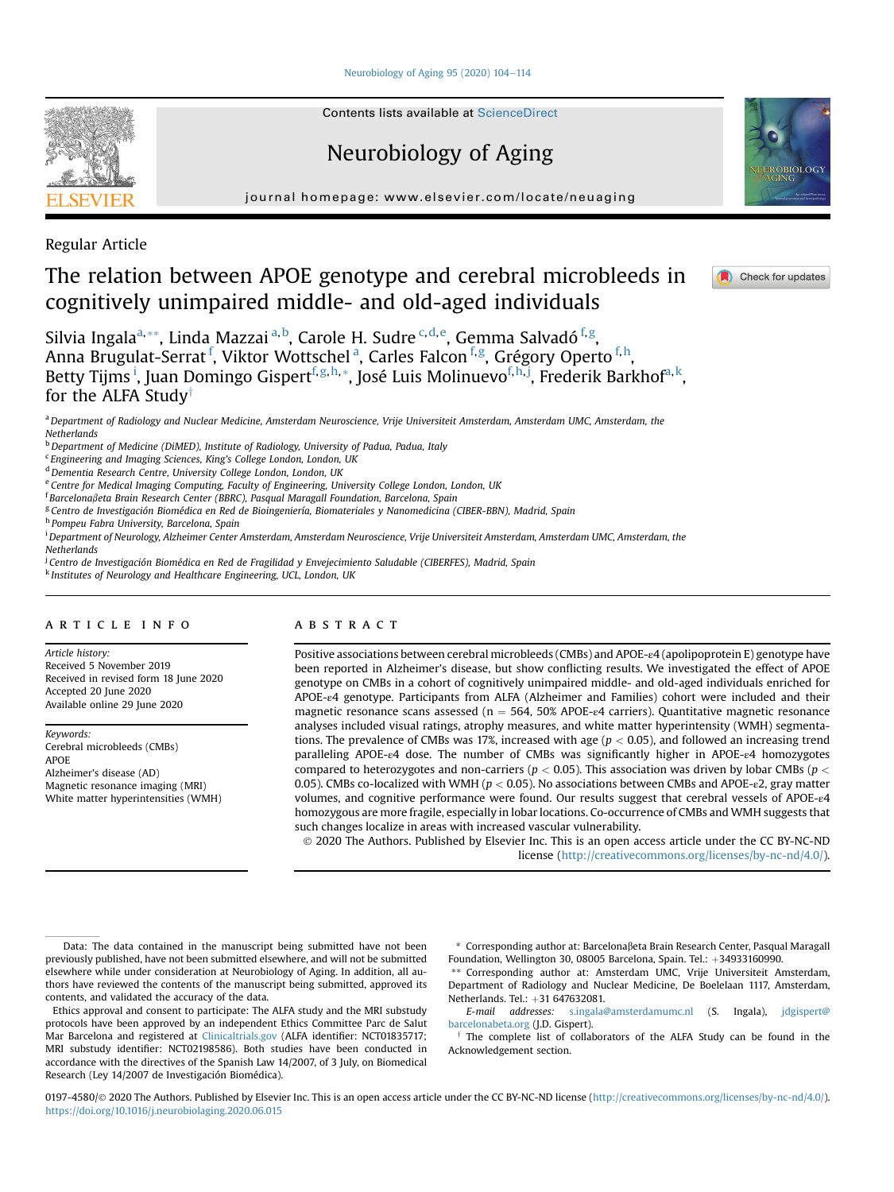Regular Article

# The relation between APOE genotype and cerebral microbleeds in cognitively unimpaired middle- and old-aged individuals

Silvia Ingala[a,**], Linda Mazzai[a,b], Carole H. Sudre[c,d,e], Gemma Salvadó[f,g], Anna Brugulat-Serrat[f], Viktor Wottschel[a], Carles Falcon[f,g], Grégory Operto[f,h], Betty Tijms[i], Juan Domingo Gispert[f,g,h,*], José Luis Molinuevo[f,h,j], Frederik Barkhof[a,k], for the ALFA Study[†]

[a] Department of Radiology and Nuclear Medicine, Amsterdam Neuroscience, Vrije Universiteit Amsterdam, Amsterdam UMC, Amsterdam, the Netherlands
[b] Department of Medicine (DiMED), Institute of Radiology, University of Padua, Padua, Italy
[c] Engineering and Imaging Sciences, King's College London, London, UK
[d] Dementia Research Centre, University College London, London, UK
[e] Centre for Medical Imaging Computing, Faculty of Engineering, University College London, London, UK
[f] Barcelonaβeta Brain Research Center (BBRC), Pasqual Maragall Foundation, Barcelona, Spain
[g] Centro de Investigación Biomédica en Red de Bioingeniería, Biomateriales y Nanomedicina (CIBER-BBN), Madrid, Spain
[h] Pompeu Fabra University, Barcelona, Spain
[i] Department of Neurology, Alzheimer Center Amsterdam, Amsterdam Neuroscience, Vrije Universiteit Amsterdam, Amsterdam UMC, Amsterdam, the Netherlands
[j] Centro de Investigación Biomédica en Red de Fragilidad y Envejecimiento Saludable (CIBERFES), Madrid, Spain
[k] Institutes of Neurology and Healthcare Engineering, UCL, London, UK

## ARTICLE INFO

*Article history:*
Received 5 November 2019
Received in revised form 18 June 2020
Accepted 20 June 2020
Available online 29 June 2020

*Keywords:*
Cerebral microbleeds (CMBs)
APOE
Alzheimer's disease (AD)
Magnetic resonance imaging (MRI)
White matter hyperintensities (WMH)

## ABSTRACT

Positive associations between cerebral microbleeds (CMBs) and APOE-ε4 (apolipoprotein E) genotype have been reported in Alzheimer's disease, but show conflicting results. We investigated the effect of APOE genotype on CMBs in a cohort of cognitively unimpaired middle- and old-aged individuals enriched for APOE-ε4 genotype. Participants from ALFA (Alzheimer and Families) cohort were included and their magnetic resonance scans assessed (n = 564, 50% APOE-ε4 carriers). Quantitative magnetic resonance analyses included visual ratings, atrophy measures, and white matter hyperintensity (WMH) segmentations. The prevalence of CMBs was 17%, increased with age ($p < 0.05$), and followed an increasing trend paralleling APOE-ε4 dose. The number of CMBs was significantly higher in APOE-ε4 homozygotes compared to heterozygotes and non-carriers ($p < 0.05$). This association was driven by lobar CMBs ($p < 0.05$). CMBs co-localized with WMH ($p < 0.05$). No associations between CMBs and APOE-ε2, gray matter volumes, and cognitive performance were found. Our results suggest that cerebral vessels of APOE-ε4 homozygous are more fragile, especially in lobar locations. Co-occurrence of CMBs and WMH suggests that such changes localize in areas with increased vascular vulnerability.

© 2020 The Authors. Published by Elsevier Inc. This is an open access article under the CC BY-NC-ND license (http://creativecommons.org/licenses/by-nc-nd/4.0/).

Data: The data contained in the manuscript being submitted have not been previously published, have not been submitted elsewhere, and will not be submitted elsewhere while under consideration at Neurobiology of Aging. In addition, all authors have reviewed the contents of the manuscript being submitted, approved its contents, and validated the accuracy of the data.

Ethics approval and consent to participate: The ALFA study and the MRI substudy protocols have been approved by an independent Ethics Committee Parc de Salut Mar Barcelona and registered at Clinicaltrials.gov (ALFA identifier: NCT01835717; MRI substudy identifier: NCT02198586). Both studies have been conducted in accordance with the directives of the Spanish Law 14/2007, of 3 July, on Biomedical Research (Ley 14/2007 de Investigación Biomédica).

\* Corresponding author at: Barcelonaβeta Brain Research Center, Pasqual Maragall Foundation, Wellington 30, 08005 Barcelona, Spain. Tel.: +34933160990.

\*\* Corresponding author at: Amsterdam UMC, Vrije Universiteit Amsterdam, Department of Radiology and Nuclear Medicine, De Boelelaan 1117, Amsterdam, Netherlands. Tel.: +31 647632081.

*E-mail addresses:* s.ingala@amsterdamumc.nl (S. Ingala), jdgispert@barcelonabeta.org (J.D. Gispert).

† The complete list of collaborators of the ALFA Study can be found in the Acknowledgement section.

0197-4580/© 2020 The Authors. Published by Elsevier Inc. This is an open access article under the CC BY-NC-ND license (http://creativecommons.org/licenses/by-nc-nd/4.0/).
https://doi.org/10.1016/j.neurobiolaging.2020.06.015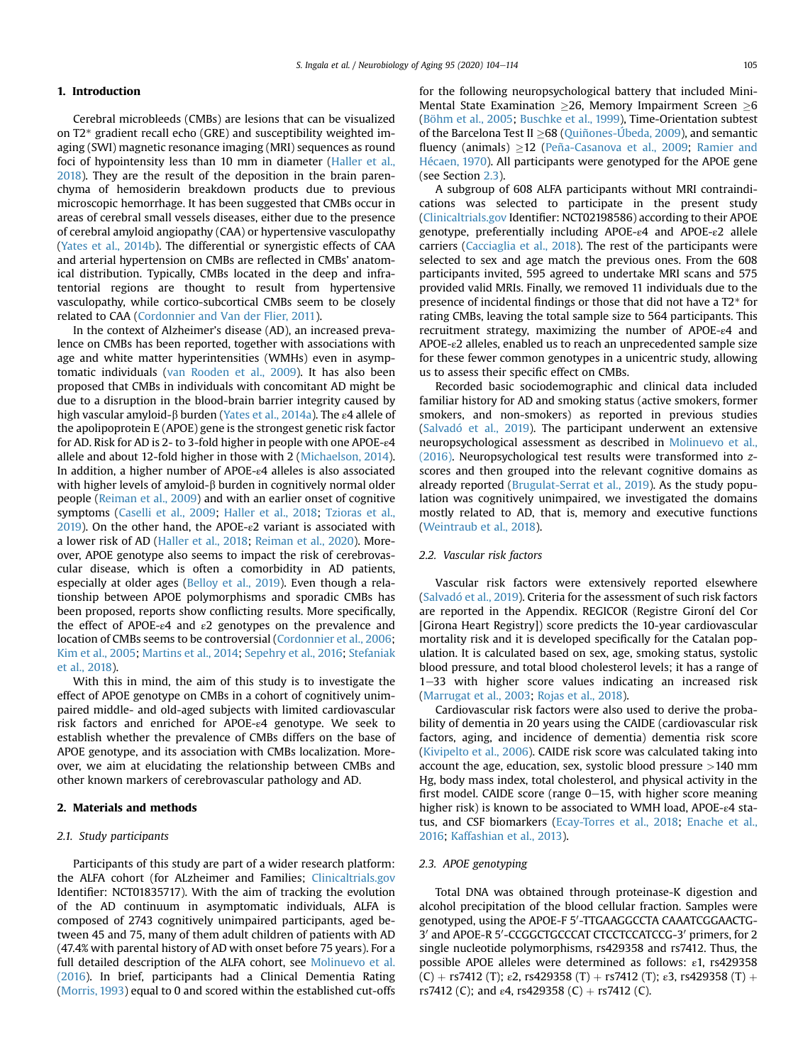## 1. Introduction

Cerebral microbleeds (CMBs) are lesions that can be visualized on T2* gradient recall echo (GRE) and susceptibility weighted imaging (SWI) magnetic resonance imaging (MRI) sequences as round foci of hypointensity less than 10 mm in diameter (Haller et al., 2018). They are the result of the deposition in the brain parenchyma of hemosiderin breakdown products due to previous microscopic hemorrhage. It has been suggested that CMBs occur in areas of cerebral small vessels diseases, either due to the presence of cerebral amyloid angiopathy (CAA) or hypertensive vasculopathy (Yates et al., 2014b). The differential or synergistic effects of CAA and arterial hypertension on CMBs are reflected in CMBs' anatomical distribution. Typically, CMBs located in the deep and infratentorial regions are thought to result from hypertensive vasculopathy, while cortico-subcortical CMBs seem to be closely related to CAA (Cordonnier and Van der Flier, 2011).

In the context of Alzheimer's disease (AD), an increased prevalence on CMBs has been reported, together with associations with age and white matter hyperintensities (WMHs) even in asymptomatic individuals (van Rooden et al., 2009). It has also been proposed that CMBs in individuals with concomitant AD might be due to a disruption in the blood-brain barrier integrity caused by high vascular amyloid-β burden (Yates et al., 2014a). The ε4 allele of the apolipoprotein E (APOE) gene is the strongest genetic risk factor for AD. Risk for AD is 2- to 3-fold higher in people with one APOE-ε4 allele and about 12-fold higher in those with 2 (Michaelson, 2014). In addition, a higher number of APOE-ε4 alleles is also associated with higher levels of amyloid-β burden in cognitively normal older people (Reiman et al., 2009) and with an earlier onset of cognitive symptoms (Caselli et al., 2009; Haller et al., 2018; Tzioras et al., 2019). On the other hand, the APOE-ε2 variant is associated with a lower risk of AD (Haller et al., 2018; Reiman et al., 2020). Moreover, APOE genotype also seems to impact the risk of cerebrovascular disease, which is often a comorbidity in AD patients, especially at older ages (Belloy et al., 2019). Even though a relationship between APOE polymorphisms and sporadic CMBs has been proposed, reports show conflicting results. More specifically, the effect of APOE-ε4 and ε2 genotypes on the prevalence and location of CMBs seems to be controversial (Cordonnier et al., 2006; Kim et al., 2005; Martins et al., 2014; Sepehry et al., 2016; Stefaniak et al., 2018).

With this in mind, the aim of this study is to investigate the effect of APOE genotype on CMBs in a cohort of cognitively unimpaired middle- and old-aged subjects with limited cardiovascular risk factors and enriched for APOE-ε4 genotype. We seek to establish whether the prevalence of CMBs differs on the base of APOE genotype, and its association with CMBs localization. Moreover, we aim at elucidating the relationship between CMBs and other known markers of cerebrovascular pathology and AD.

## 2. Materials and methods

### 2.1. Study participants

Participants of this study are part of a wider research platform: the ALFA cohort (for ALzheimer and Families; Clinicaltrials.gov Identifier: NCT01835717). With the aim of tracking the evolution of the AD continuum in asymptomatic individuals, ALFA is composed of 2743 cognitively unimpaired participants, aged between 45 and 75, many of them adult children of patients with AD (47.4% with parental history of AD with onset before 75 years). For a full detailed description of the ALFA cohort, see Molinuevo et al. (2016). In brief, participants had a Clinical Dementia Rating (Morris, 1993) equal to 0 and scored within the established cut-offs for the following neuropsychological battery that included Mini-Mental State Examination ≥26, Memory Impairment Screen ≥6 (Böhm et al., 2005; Buschke et al., 1999), Time-Orientation subtest of the Barcelona Test II ≥68 (Quiñones-Úbeda, 2009), and semantic fluency (animals) ≥12 (Peña-Casanova et al., 2009; Ramier and Hécaen, 1970). All participants were genotyped for the APOE gene (see Section 2.3).

A subgroup of 608 ALFA participants without MRI contraindications was selected to participate in the present study (Clinicaltrials.gov Identifier: NCT02198586) according to their APOE genotype, preferentially including APOE-ε4 and APOE-ε2 allele carriers (Cacciaglia et al., 2018). The rest of the participants were selected to sex and age match the previous ones. From the 608 participants invited, 595 agreed to undertake MRI scans and 575 provided valid MRIs. Finally, we removed 11 individuals due to the presence of incidental findings or those that did not have a T2* for rating CMBs, leaving the total sample size to 564 participants. This recruitment strategy, maximizing the number of APOE-ε4 and APOE-ε2 alleles, enabled us to reach an unprecedented sample size for these fewer common genotypes in a unicentric study, allowing us to assess their specific effect on CMBs.

Recorded basic sociodemographic and clinical data included familiar history for AD and smoking status (active smokers, former smokers, and non-smokers) as reported in previous studies (Salvadó et al., 2019). The participant underwent an extensive neuropsychological assessment as described in Molinuevo et al. (2016). Neuropsychological test results were transformed into *z*-scores and then grouped into the relevant cognitive domains as already reported (Brugulat-Serrat et al., 2019). As the study population was cognitively unimpaired, we investigated the domains mostly related to AD, that is, memory and executive functions (Weintraub et al., 2018).

### 2.2. Vascular risk factors

Vascular risk factors were extensively reported elsewhere (Salvadó et al., 2019). Criteria for the assessment of such risk factors are reported in the Appendix. REGICOR (Registre Gironí del Cor [Girona Heart Registry]) score predicts the 10-year cardiovascular mortality risk and it is developed specifically for the Catalan population. It is calculated based on sex, age, smoking status, systolic blood pressure, and total blood cholesterol levels; it has a range of 1–33 with higher score values indicating an increased risk (Marrugat et al., 2003; Rojas et al., 2018).

Cardiovascular risk factors were also used to derive the probability of dementia in 20 years using the CAIDE (cardiovascular risk factors, aging, and incidence of dementia) dementia risk score (Kivipelto et al., 2006). CAIDE risk score was calculated taking into account the age, education, sex, systolic blood pressure >140 mm Hg, body mass index, total cholesterol, and physical activity in the first model. CAIDE score (range 0–15, with higher score meaning higher risk) is known to be associated to WMH load, APOE-ε4 status, and CSF biomarkers (Ecay-Torres et al., 2018; Enache et al., 2016; Kaffashian et al., 2013).

### 2.3. APOE genotyping

Total DNA was obtained through proteinase-K digestion and alcohol precipitation of the blood cellular fraction. Samples were genotyped, using the APOE-F 5′-TTGAAGGCCTA CAAATCGGAACTG-3′ and APOE-R 5′-CCGGCTGCCCAT CTCCTCCATCCG-3′ primers, for 2 single nucleotide polymorphisms, rs429358 and rs7412. Thus, the possible APOE alleles were determined as follows: ε1, rs429358 (C) + rs7412 (T); ε2, rs429358 (T) + rs7412 (T); ε3, rs429358 (T) + rs7412 (C); and ε4, rs429358 (C) + rs7412 (C).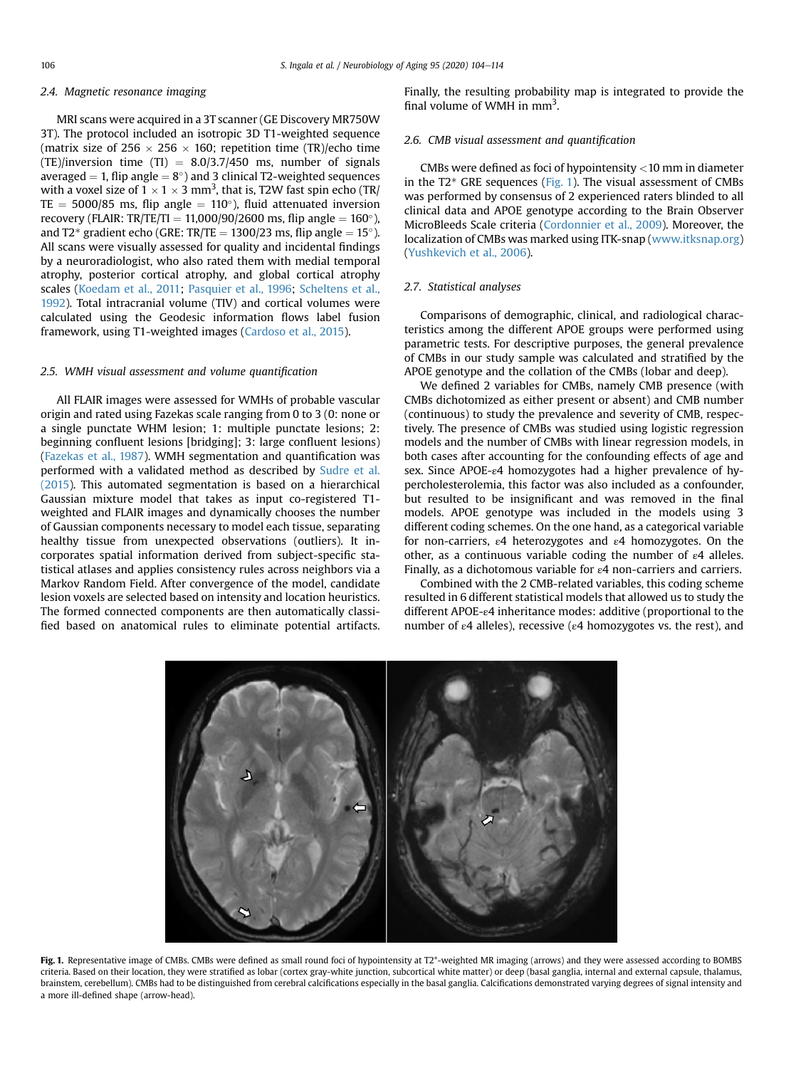### 2.4. Magnetic resonance imaging

MRI scans were acquired in a 3T scanner (GE Discovery MR750W 3T). The protocol included an isotropic 3D T1-weighted sequence (matrix size of 256 × 256 × 160; repetition time (TR)/echo time (TE)/inversion time (TI) = 8.0/3.7/450 ms, number of signals averaged = 1, flip angle = 8°) and 3 clinical T2-weighted sequences with a voxel size of 1 × 1 × 3 $mm^3$, that is, T2W fast spin echo (TR/TE = 5000/85 ms, flip angle = 110°), fluid attenuated inversion recovery (FLAIR: TR/TE/TI = 11,000/90/2600 ms, flip angle = 160°), and T2* gradient echo (GRE: TR/TE = 1300/23 ms, flip angle = 15°). All scans were visually assessed for quality and incidental findings by a neuroradiologist, who also rated them with medial temporal atrophy, posterior cortical atrophy, and global cortical atrophy scales (Koedam et al., 2011; Pasquier et al., 1996; Scheltens et al., 1992). Total intracranial volume (TIV) and cortical volumes were calculated using the Geodesic information flows label fusion framework, using T1-weighted images (Cardoso et al., 2015).

### 2.5. WMH visual assessment and volume quantification

All FLAIR images were assessed for WMHs of probable vascular origin and rated using Fazekas scale ranging from 0 to 3 (0: none or a single punctate WHM lesion; 1: multiple punctate lesions; 2: beginning confluent lesions [bridging]; 3: large confluent lesions) (Fazekas et al., 1987). WMH segmentation and quantification was performed with a validated method as described by Sudre et al. (2015). This automated segmentation is based on a hierarchical Gaussian mixture model that takes as input co-registered T1-weighted and FLAIR images and dynamically chooses the number of Gaussian components necessary to model each tissue, separating healthy tissue from unexpected observations (outliers). It incorporates spatial information derived from subject-specific statistical atlases and applies consistency rules across neighbors via a Markov Random Field. After convergence of the model, candidate lesion voxels are selected based on intensity and location heuristics. The formed connected components are then automatically classified based on anatomical rules to eliminate potential artifacts. Finally, the resulting probability map is integrated to provide the final volume of WMH in $mm^3$.

### 2.6. CMB visual assessment and quantification

CMBs were defined as foci of hypointensity <10 mm in diameter in the T2* GRE sequences (Fig. 1). The visual assessment of CMBs was performed by consensus of 2 experienced raters blinded to all clinical data and APOE genotype according to the Brain Observer MicroBleeds Scale criteria (Cordonnier et al., 2009). Moreover, the localization of CMBs was marked using ITK-snap (www.itksnap.org) (Yushkevich et al., 2006).

### 2.7. Statistical analyses

Comparisons of demographic, clinical, and radiological characteristics among the different APOE groups were performed using parametric tests. For descriptive purposes, the general prevalence of CMBs in our study sample was calculated and stratified by the APOE genotype and the collation of the CMBs (lobar and deep).

We defined 2 variables for CMBs, namely CMB presence (with CMBs dichotomized as either present or absent) and CMB number (continuous) to study the prevalence and severity of CMB, respectively. The presence of CMBs was studied using logistic regression models and the number of CMBs with linear regression models, in both cases after accounting for the confounding effects of age and sex. Since APOE-ε4 homozygotes had a higher prevalence of hypercholesterolemia, this factor was also included as a confounder, but resulted to be insignificant and was removed in the final models. APOE genotype was included in the models using 3 different coding schemes. On the one hand, as a categorical variable for non-carriers, ε4 heterozygotes and ε4 homozygotes. On the other, as a continuous variable coding the number of ε4 alleles. Finally, as a dichotomous variable for ε4 non-carriers and carriers.

Combined with the 2 CMB-related variables, this coding scheme resulted in 6 different statistical models that allowed us to study the different APOE-ε4 inheritance modes: additive (proportional to the number of ε4 alleles), recessive (ε4 homozygotes vs. the rest), and

**Fig. 1.** Representative image of CMBs. CMBs were defined as small round foci of hypointensity at T2*-weighted MR imaging (arrows) and they were assessed according to BOMBS criteria. Based on their location, they were stratified as lobar (cortex gray-white junction, subcortical white matter) or deep (basal ganglia, internal and external capsule, thalamus, brainstem, cerebellum). CMBs had to be distinguished from cerebral calcifications especially in the basal ganglia. Calcifications demonstrated varying degrees of signal intensity and a more ill-defined shape (arrow-head).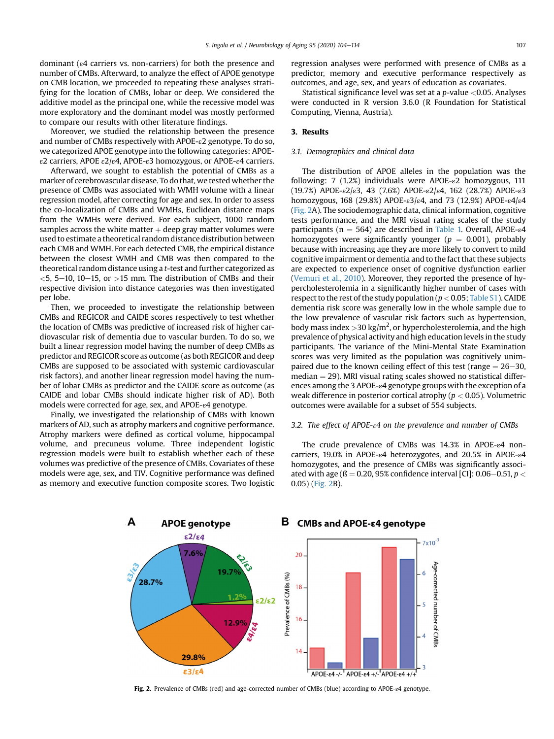dominant (ε4 carriers vs. non-carriers) for both the presence and number of CMBs. Afterward, to analyze the effect of APOE genotype on CMB location, we proceeded to repeating these analyses stratifying for the location of CMBs, lobar or deep. We considered the additive model as the principal one, while the recessive model was more exploratory and the dominant model was mostly performed to compare our results with other literature findings.

Moreover, we studied the relationship between the presence and number of CMBs respectively with APOE-ε2 genotype. To do so, we categorized APOE genotype into the following categories: APOE-ε2 carriers, APOE ε2/ε4, APOE-ε3 homozygous, or APOE-ε4 carriers.

Afterward, we sought to establish the potential of CMBs as a marker of cerebrovascular disease. To do that, we tested whether the presence of CMBs was associated with WMH volume with a linear regression model, after correcting for age and sex. In order to assess the co-localization of CMBs and WMHs, Euclidean distance maps from the WMHs were derived. For each subject, 1000 random samples across the white matter + deep gray matter volumes were used to estimate a theoretical random distance distribution between each CMB and WMH. For each detected CMB, the empirical distance between the closest WMH and CMB was then compared to the theoretical random distance using a *t*-test and further categorized as <5, 5–10, 10–15, or >15 mm. The distribution of CMBs and their respective division into distance categories was then investigated per lobe.

Then, we proceeded to investigate the relationship between CMBs and REGICOR and CAIDE scores respectively to test whether the location of CMBs was predictive of increased risk of higher cardiovascular risk of dementia due to vascular burden. To do so, we built a linear regression model having the number of deep CMBs as predictor and REGICOR score as outcome (as both REGICOR and deep CMBs are supposed to be associated with systemic cardiovascular risk factors), and another linear regression model having the number of lobar CMBs as predictor and the CAIDE score as outcome (as CAIDE and lobar CMBs should indicate higher risk of AD). Both models were corrected for age, sex, and APOE-ε4 genotype.

Finally, we investigated the relationship of CMBs with known markers of AD, such as atrophy markers and cognitive performance. Atrophy markers were defined as cortical volume, hippocampal volume, and precuneus volume. Three independent logistic regression models were built to establish whether each of these volumes was predictive of the presence of CMBs. Covariates of these models were age, sex, and TIV. Cognitive performance was defined as memory and executive function composite scores. Two logistic regression analyses were performed with presence of CMBs as a predictor, and memory and executive performance respectively as outcomes, and age, sex, and years of education as covariates.

Statistical significance level was set at a *p*-value <0.05. Analyses were conducted in R version 3.6.0 (R Foundation for Statistical Computing, Vienna, Austria).

## 3. Results

### 3.1. Demographics and clinical data

The distribution of APOE alleles in the population was the following: 7 (1.2%) individuals were APOE-ε2 homozygous, 111 (19.7%) APOE-ε2/ε3, 43 (7.6%) APOE-ε2/ε4, 162 (28.7%) APOE-ε3 homozygous, 168 (29.8%) APOE-ε3/ε4, and 73 (12.9%) APOE-ε4/ε4 (Fig. 2A). The sociodemographic data, clinical information, cognitive tests performance, and the MRI visual rating scales of the study participants (n = 564) are described in Table 1. Overall, APOE-ε4 homozygotes were significantly younger ($p = 0.001$), probably because with increasing age they are more likely to convert to mild cognitive impairment or dementia and to the fact that these subjects are expected to experience onset of cognitive dysfunction earlier (Vemuri et al., 2010). Moreover, they reported the presence of hypercholesterolemia in a significantly higher number of cases with respect to the rest of the study population ($p < 0.05$; Table S1). CAIDE dementia risk score was generally low in the whole sample due to the low prevalence of vascular risk factors such as hypertension, body mass index >30 kg/m$^2$, or hypercholesterolemia, and the high prevalence of physical activity and high education levels in the study participants. The variance of the Mini-Mental State Examination scores was very limited as the population was cognitively unimpaired due to the known ceiling effect of this test (range = 26–30, median = 29). MRI visual rating scales showed no statistical differences among the 3 APOE-ε4 genotype groups with the exception of a weak difference in posterior cortical atrophy ($p < 0.05$). Volumetric outcomes were available for a subset of 554 subjects.

### 3.2. The effect of APOE-ε4 on the prevalence and number of CMBs

The crude prevalence of CMBs was 14.3% in APOE-ε4 non-carriers, 19.0% in APOE-ε4 heterozygotes, and 20.5% in APOE-ε4 homozygotes, and the presence of CMBs was significantly associated with age (ß = 0.20, 95% confidence interval [CI]: 0.06–0.51, $p < 0.05$) (Fig. 2B).

**Fig. 2.** Prevalence of CMBs (red) and age-corrected number of CMBs (blue) according to APOE-ε4 genotype.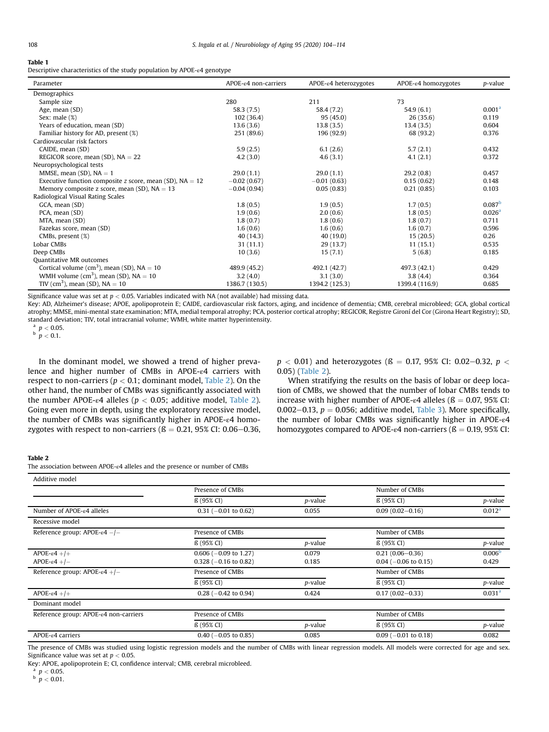**Table 1**
Descriptive characteristics of the study population by APOE-ε4 genotype

| Parameter | APOE-ε4 non-carriers | APOE-ε4 heterozygotes | APOE-ε4 homozygotes | *p*-value |
|---|---|---|---|---|
| Demographics | | | | |
| Sample size | 280 | 211 | 73 | |
| Age, mean (SD) | 58.3 (7.5) | 58.4 (7.2) | 54.9 (6.1) | 0.001[a] |
| Sex: male (%) | 102 (36.4) | 95 (45.0) | 26 (35.6) | 0.119 |
| Years of education, mean (SD) | 13.6 (3.6) | 13.8 (3.5) | 13.4 (3.5) | 0.604 |
| Familiar history for AD, present (%) | 251 (89.6) | 196 (92.9) | 68 (93.2) | 0.376 |
| Cardiovascular risk factors | | | | |
| CAIDE, mean (SD) | 5.9 (2.5) | 6.1 (2.6) | 5.7 (2.1) | 0.432 |
| REGICOR score, mean (SD), NA = 22 | 4.2 (3.0) | 4.6 (3.1) | 4.1 (2.1) | 0.372 |
| Neuropsychological tests | | | | |
| MMSE, mean (SD), NA = 1 | 29.0 (1.1) | 29.0 (1.1) | 29.2 (0.8) | 0.457 |
| Executive function composite *z* score, mean (SD), NA = 12 | −0.02 (0.67) | −0.01 (0.63) | 0.15 (0.62) | 0.148 |
| Memory composite z score, mean (SD), NA = 13 | −0.04 (0.94) | 0.05 (0.83) | 0.21 (0.85) | 0.103 |
| Radiological Visual Rating Scales | | | | |
| GCA, mean (SD) | 1.8 (0.5) | 1.9 (0.5) | 1.7 (0.5) | 0.087[b] |
| PCA, mean (SD) | 1.9 (0.6) | 2.0 (0.6) | 1.8 (0.5) | 0.026[a] |
| MTA, mean (SD) | 1.8 (0.7) | 1.8 (0.6) | 1.8 (0.7) | 0.711 |
| Fazekas score, mean (SD) | 1.6 (0.6) | 1.6 (0.6) | 1.6 (0.7) | 0.596 |
| CMBs, present (%) | 40 (14.3) | 40 (19.0) | 15 (20.5) | 0.26 |
| Lobar CMBs | 31 (11.1) | 29 (13.7) | 11 (15.1) | 0.535 |
| Deep CMBs | 10 (3.6) | 15 (7.1) | 5 (6.8) | 0.185 |
| Quantitative MR outcomes | | | | |
| Cortical volume ($cm^3$), mean (SD), NA = 10 | 489.9 (45.2) | 492.1 (42.7) | 497.3 (42.1) | 0.429 |
| WMH volume ($cm^3$), mean (SD), NA = 10 | 3.2 (4.0) | 3.1 (3.0) | 3.8 (4.4) | 0.364 |
| TIV ($cm^3$), mean (SD), NA = 10 | 1386.7 (130.5) | 1394.2 (125.3) | 1399.4 (116.9) | 0.685 |

Significance value was set at $p < 0.05$. Variables indicated with NA (not available) had missing data.

Key: AD, Alzheimer's disease; APOE, apolipoprotein E; CAIDE, cardiovascular risk factors, aging, and incidence of dementia; CMB, cerebral microbleed; GCA, global cortical atrophy; MMSE, mini-mental state examination; MTA, medial temporal atrophy; PCA, posterior cortical atrophy; REGICOR, Registre Gironí del Cor (Girona Heart Registry); SD, standard deviation; TIV, total intracranial volume; WMH, white matter hyperintensity.

[a] $p < 0.05$.
[b] $p < 0.1$.

In the dominant model, we showed a trend of higher prevalence and higher number of CMBs in APOE-ε4 carriers with respect to non-carriers ($p < 0.1$; dominant model, Table 2). On the other hand, the number of CMBs was significantly associated with the number APOE-ε4 alleles ($p < 0.05$; additive model, Table 2). Going even more in depth, using the exploratory recessive model, the number of CMBs was significantly higher in APOE-ε4 homozygotes with respect to non-carriers (ß = 0.21, 95% CI: 0.06–0.36, $p < 0.01$) and heterozygotes (ß = 0.17, 95% CI: 0.02–0.32, $p < 0.05$) (Table 2).

When stratifying the results on the basis of lobar or deep location of CMBs, we showed that the number of lobar CMBs tends to increase with higher number of APOE-ε4 alleles (ß = 0.07, 95% CI: 0.002–0.13, $p = 0.056$; additive model, Table 3). More specifically, the number of lobar CMBs was significantly higher in APOE-ε4 homozygotes compared to APOE-ε4 non-carriers (ß = 0.19, 95% CI:

**Table 2**
The association between APOE-ε4 alleles and the presence or number of CMBs

| Additive model | | | | |
|---|---|---|---|---|
| | Presence of CMBs | | Number of CMBs | |
| | ß (95% CI) | *p*-value | ß (95% CI) | *p*-value |
| Number of APOE-ε4 alleles | 0.31 (−0.01 to 0.62) | 0.055 | 0.09 (0.02–0.16) | 0.012[a] |
| **Recessive model** | | | | |
| Reference group: APOE-ε4 −/− | Presence of CMBs | | Number of CMBs | |
| | ß (95% CI) | *p*-value | ß (95% CI) | *p*-value |
| APOE-ε4 +/+ | 0.606 (−0.09 to 1.27) | 0.079 | 0.21 (0.06–0.36) | 0.006[b] |
| APOE-ε4 +/− | 0.328 (−0.16 to 0.82) | 0.185 | 0.04 (−0.06 to 0.15) | 0.429 |
| Reference group: APOE-ε4 +/− | Presence of CMBs | | Number of CMBs | |
| | ß (95% CI) | *p*-value | ß (95% CI) | *p*-value |
| APOE-ε4 +/+ | 0.28 (−0.42 to 0.94) | 0.424 | 0.17 (0.02–0.33) | 0.031[a] |
| **Dominant model** | | | | |
| Reference group: APOE-ε4 non-carriers | Presence of CMBs | | Number of CMBs | |
| | ß (95% CI) | *p*-value | ß (95% CI) | *p*-value |
| APOE-ε4 carriers | 0.40 (−0.05 to 0.85) | 0.085 | 0.09 (−0.01 to 0.18) | 0.082 |

The presence of CMBs was studied using logistic regression models and the number of CMBs with linear regression models. All models were corrected for age and sex. Significance value was set at $p < 0.05$.

Key: APOE, apolipoprotein E; CI, confidence interval; CMB, cerebral microbleed.

[a] $p < 0.05$.
[b] $p < 0.01$.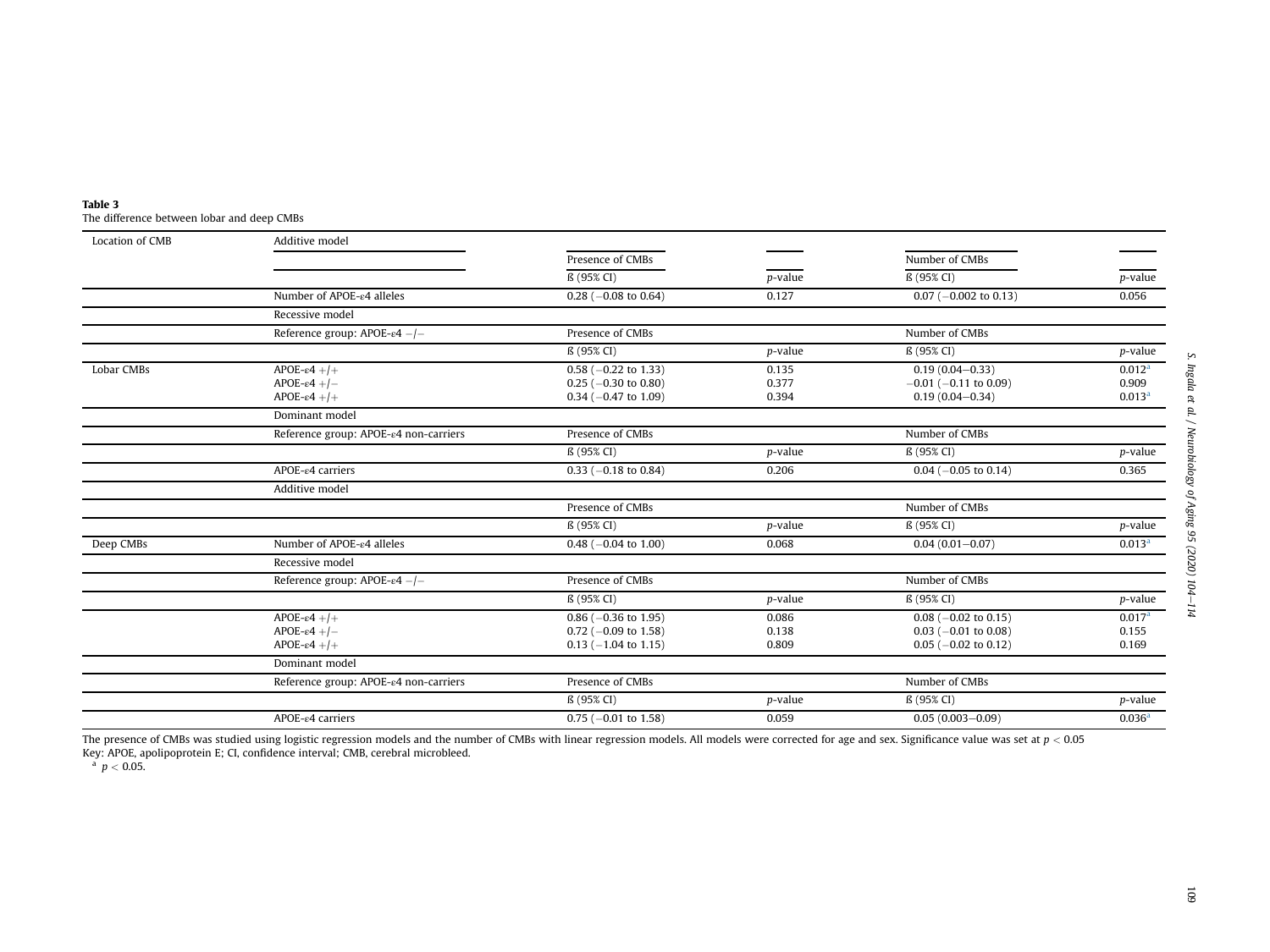**Table 3**
The difference between lobar and deep CMBs

| Location of CMB | Additive model | Presence of CMBs | | Number of CMBs | |
|---|---|---|---|---|---|
| | | ß (95% CI) | $p$-value | ß (95% CI) | $p$-value |
| | Number of APOE-ε4 alleles | 0.28 (−0.08 to 0.64) | 0.127 | 0.07 (−0.002 to 0.13) | 0.056 |
| | Recessive model | | | | |
| | Reference group: APOE-ε4 −/− | Presence of CMBs | | Number of CMBs | |
| | | ß (95% CI) | $p$-value | ß (95% CI) | $p$-value |
| Lobar CMBs | APOE-ε4 +/+ | 0.58 (−0.22 to 1.33) | 0.135 | 0.19 (0.04–0.33) | 0.012[a] |
| | APOE-ε4 +/− | 0.25 (−0.30 to 0.80) | 0.377 | −0.01 (−0.11 to 0.09) | 0.909 |
| | APOE-ε4 +/+ | 0.34 (−0.47 to 1.09) | 0.394 | 0.19 (0.04–0.34) | 0.013[a] |
| | Dominant model | | | | |
| | Reference group: APOE-ε4 non-carriers | Presence of CMBs | | Number of CMBs | |
| | | ß (95% CI) | $p$-value | ß (95% CI) | $p$-value |
| | APOE-ε4 carriers | 0.33 (−0.18 to 0.84) | 0.206 | 0.04 (−0.05 to 0.14) | 0.365 |
| | Additive model | | | | |
| | | Presence of CMBs | | Number of CMBs | |
| | | ß (95% CI) | $p$-value | ß (95% CI) | $p$-value |
| Deep CMBs | Number of APOE-ε4 alleles | 0.48 (−0.04 to 1.00) | 0.068 | 0.04 (0.01–0.07) | 0.013[a] |
| | Recessive model | | | | |
| | Reference group: APOE-ε4 −/− | Presence of CMBs | | Number of CMBs | |
| | | ß (95% CI) | $p$-value | ß (95% CI) | $p$-value |
| | APOE-ε4 +/+ | 0.86 (−0.36 to 1.95) | 0.086 | 0.08 (−0.02 to 0.15) | 0.017[a] |
| | APOE-ε4 +/− | 0.72 (−0.09 to 1.58) | 0.138 | 0.03 (−0.01 to 0.08) | 0.155 |
| | APOE-ε4 +/+ | 0.13 (−1.04 to 1.15) | 0.809 | 0.05 (−0.02 to 0.12) | 0.169 |
| | Dominant model | | | | |
| | Reference group: APOE-ε4 non-carriers | Presence of CMBs | | Number of CMBs | |
| | | ß (95% CI) | $p$-value | ß (95% CI) | $p$-value |
| | APOE-ε4 carriers | 0.75 (−0.01 to 1.58) | 0.059 | 0.05 (0.003–0.09) | 0.036[a] |

The presence of CMBs was studied using logistic regression models and the number of CMBs with linear regression models. All models were corrected for age and sex. Significance value was set at $p < 0.05$
Key: APOE, apolipoprotein E; CI, confidence interval; CMB, cerebral microbleed.
[a] $p < 0.05$.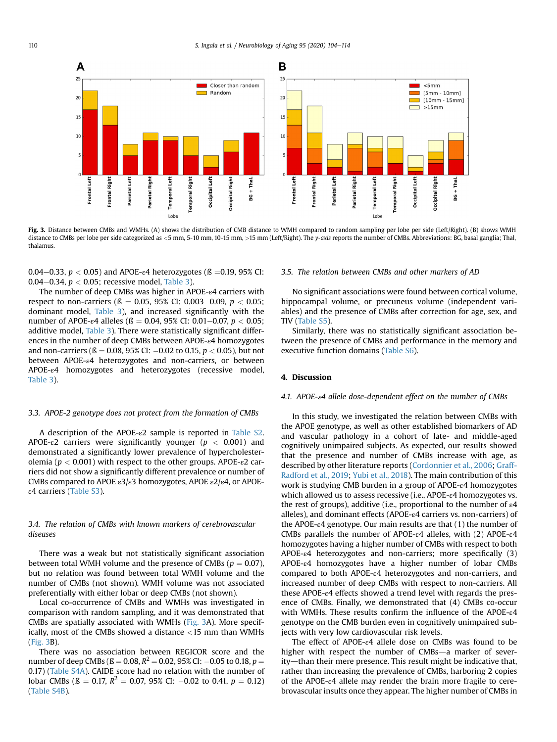Fig. 3. Distance between CMBs and WMHs. (A) shows the distribution of CMB distance to WMH compared to random sampling per lobe per side (Left/Right). (B) shows WMH distance to CMBs per lobe per side categorized as <5 mm, 5-10 mm, 10-15 mm, >15 mm (Left/Right). The *y-axis* reports the number of CMBs. Abbreviations: BG, basal ganglia; Thal, thalamus.

0.04–0.33, $p < 0.05$) and APOE-ε4 heterozygotes (ß = 0.19, 95% CI: 0.04–0.34, $p < 0.05$; recessive model, Table 3).

The number of deep CMBs was higher in APOE-ε4 carriers with respect to non-carriers (ß = 0.05, 95% CI: 0.003–0.09, $p < 0.05$; dominant model, Table 3), and increased significantly with the number of APOE-ε4 alleles (ß = 0.04, 95% CI: 0.01–0.07, $p < 0.05$; additive model, Table 3). There were statistically significant differences in the number of deep CMBs between APOE-ε4 homozygotes and non-carriers (ß = 0.08, 95% CI: −0.02 to 0.15, $p < 0.05$), but not between APOE-ε4 heterozygotes and non-carriers, or between APOE-ε4 homozygotes and heterozygotes (recessive model, Table 3).

### 3.3. APOE-2 genotype does not protect from the formation of CMBs

A description of the APOE-ε2 sample is reported in Table S2. APOE-ε2 carriers were significantly younger ($p < 0.001$) and demonstrated a significantly lower prevalence of hypercholesterolemia ($p < 0.001$) with respect to the other groups. APOE-ε2 carriers did not show a significantly different prevalence or number of CMBs compared to APOE ε3/ε3 homozygotes, APOE ε2/ε4, or APOE-ε4 carriers (Table S3).

### 3.4. The relation of CMBs with known markers of cerebrovascular diseases

There was a weak but not statistically significant association between total WMH volume and the presence of CMBs ($p = 0.07$), but no relation was found between total WMH volume and the number of CMBs (not shown). WMH volume was not associated preferentially with either lobar or deep CMBs (not shown).

Local co-occurrence of CMBs and WMHs was investigated in comparison with random sampling, and it was demonstrated that CMBs are spatially associated with WMHs (Fig. 3A). More specifically, most of the CMBs showed a distance <15 mm than WMHs (Fig. 3B).

There was no association between REGICOR score and the number of deep CMBs (ß = 0.08, $R^2 = 0.02$, 95% CI: −0.05 to 0.18, $p = 0.17$) (Table S4A). CAIDE score had no relation with the number of lobar CMBs (ß = 0.17, $R^2 = 0.07$, 95% CI: −0.02 to 0.41, $p = 0.12$) (Table S4B).

### 3.5. The relation between CMBs and other markers of AD

No significant associations were found between cortical volume, hippocampal volume, or precuneus volume (independent variables) and the presence of CMBs after correction for age, sex, and TIV (Table S5).

Similarly, there was no statistically significant association between the presence of CMBs and performance in the memory and executive function domains (Table S6).

## 4. Discussion

### 4.1. APOE-ε4 allele dose-dependent effect on the number of CMBs

In this study, we investigated the relation between CMBs with the APOE genotype, as well as other established biomarkers of AD and vascular pathology in a cohort of late- and middle-aged cognitively unimpaired subjects. As expected, our results showed that the presence and number of CMBs increase with age, as described by other literature reports (Cordonnier et al., 2006; Graff-Radford et al., 2019; Yubi et al., 2018). The main contribution of this work is studying CMB burden in a group of APOE-ε4 homozygotes which allowed us to assess recessive (i.e., APOE-ε4 homozygotes vs. the rest of groups), additive (i.e., proportional to the number of ε4 alleles), and dominant effects (APOE-ε4 carriers vs. non-carriers) of the APOE-ε4 genotype. Our main results are that (1) the number of CMBs parallels the number of APOE-ε4 alleles, with (2) APOE-ε4 homozygotes having a higher number of CMBs with respect to both APOE-ε4 heterozygotes and non-carriers; more specifically (3) APOE-ε4 homozygotes have a higher number of lobar CMBs compared to both APOE-ε4 heterozygotes and non-carriers, and increased number of deep CMBs with respect to non-carriers. All these APOE-ε4 effects showed a trend level with regards the presence of CMBs. Finally, we demonstrated that (4) CMBs co-occur with WMHs. These results confirm the influence of the APOE-ε4 genotype on the CMB burden even in cognitively unimpaired subjects with very low cardiovascular risk levels.

The effect of APOE-ε4 allele dose on CMBs was found to be higher with respect the number of CMBs—a marker of severity—than their mere presence. This result might be indicative that, rather than increasing the prevalence of CMBs, harboring 2 copies of the APOE-ε4 allele may render the brain more fragile to cerebrovascular insults once they appear. The higher number of CMBs in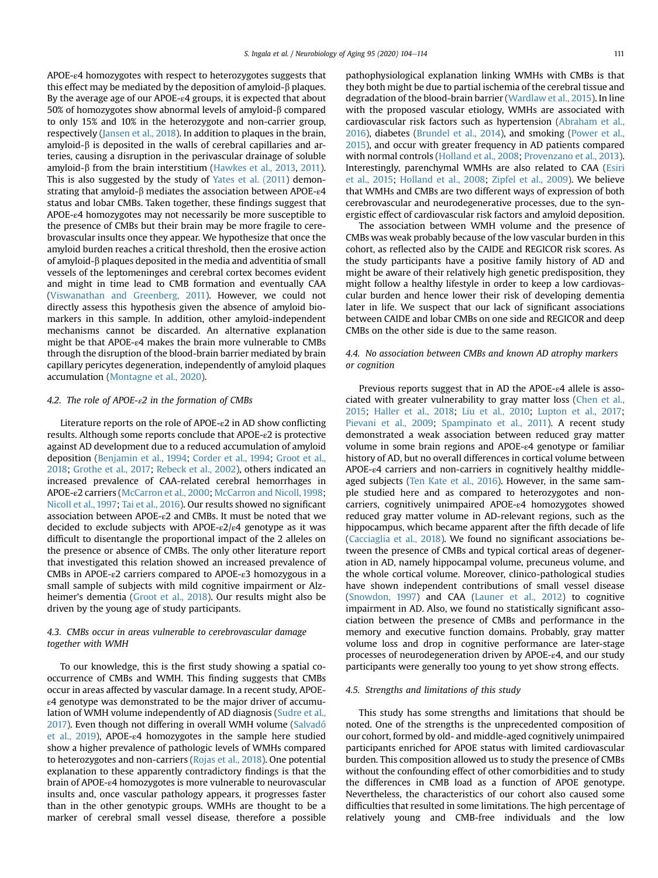APOE-ε4 homozygotes with respect to heterozygotes suggests that this effect may be mediated by the deposition of amyloid-β plaques. By the average age of our APOE-ε4 groups, it is expected that about 50% of homozygotes show abnormal levels of amyloid-β compared to only 15% and 10% in the heterozygote and non-carrier group, respectively (Jansen et al., 2018). In addition to plaques in the brain, amyloid-β is deposited in the walls of cerebral capillaries and arteries, causing a disruption in the perivascular drainage of soluble amyloid-β from the brain interstitium (Hawkes et al., 2013, 2011). This is also suggested by the study of Yates et al. (2011) demonstrating that amyloid-β mediates the association between APOE-ε4 status and lobar CMBs. Taken together, these findings suggest that APOE-ε4 homozygotes may not necessarily be more susceptible to the presence of CMBs but their brain may be more fragile to cerebrovascular insults once they appear. We hypothesize that once the amyloid burden reaches a critical threshold, then the erosive action of amyloid-β plaques deposited in the media and adventitia of small vessels of the leptomeninges and cerebral cortex becomes evident and might in time lead to CMB formation and eventually CAA (Viswanathan and Greenberg, 2011). However, we could not directly assess this hypothesis given the absence of amyloid biomarkers in this sample. In addition, other amyloid-independent mechanisms cannot be discarded. An alternative explanation might be that APOE-ε4 makes the brain more vulnerable to CMBs through the disruption of the blood-brain barrier mediated by brain capillary pericytes degeneration, independently of amyloid plaques accumulation (Montagne et al., 2020).

### 4.2. The role of APOE-ε2 in the formation of CMBs

Literature reports on the role of APOE-ε2 in AD show conflicting results. Although some reports conclude that APOE-ε2 is protective against AD development due to a reduced accumulation of amyloid deposition (Benjamin et al., 1994; Corder et al., 1994; Groot et al., 2018; Grothe et al., 2017; Rebeck et al., 2002), others indicated an increased prevalence of CAA-related cerebral hemorrhages in APOE-ε2 carriers (McCarron et al., 2000; McCarron and Nicoll, 1998; Nicoll et al., 1997; Tai et al., 2016). Our results showed no significant association between APOE-ε2 and CMBs. It must be noted that we decided to exclude subjects with APOE-ε2/ε4 genotype as it was difficult to disentangle the proportional impact of the 2 alleles on the presence or absence of CMBs. The only other literature report that investigated this relation showed an increased prevalence of CMBs in APOE-ε2 carriers compared to APOE-ε3 homozygous in a small sample of subjects with mild cognitive impairment or Alzheimer's dementia (Groot et al., 2018). Our results might also be driven by the young age of study participants.

### 4.3. CMBs occur in areas vulnerable to cerebrovascular damage together with WMH

To our knowledge, this is the first study showing a spatial co-occurrence of CMBs and WMH. This finding suggests that CMBs occur in areas affected by vascular damage. In a recent study, APOE-ε4 genotype was demonstrated to be the major driver of accumulation of WMH volume independently of AD diagnosis (Sudre et al., 2017). Even though not differing in overall WMH volume (Salvadó et al., 2019), APOE-ε4 homozygotes in the sample here studied show a higher prevalence of pathologic levels of WMHs compared to heterozygotes and non-carriers (Rojas et al., 2018). One potential explanation to these apparently contradictory findings is that the brain of APOE-ε4 homozygotes is more vulnerable to neurovascular insults and, once vascular pathology appears, it progresses faster than in the other genotypic groups. WMHs are thought to be a marker of cerebral small vessel disease, therefore a possible pathophysiological explanation linking WMHs with CMBs is that they both might be due to partial ischemia of the cerebral tissue and degradation of the blood-brain barrier (Wardlaw et al., 2015). In line with the proposed vascular etiology, WMHs are associated with cardiovascular risk factors such as hypertension (Abraham et al., 2016), diabetes (Brundel et al., 2014), and smoking (Power et al., 2015), and occur with greater frequency in AD patients compared with normal controls (Holland et al., 2008; Provenzano et al., 2013). Interestingly, parenchymal WMHs are also related to CAA (Esiri et al., 2015; Holland et al., 2008; Zipfel et al., 2009). We believe that WMHs and CMBs are two different ways of expression of both cerebrovascular and neurodegenerative processes, due to the synergistic effect of cardiovascular risk factors and amyloid deposition.

The association between WMH volume and the presence of CMBs was weak probably because of the low vascular burden in this cohort, as reflected also by the CAIDE and REGICOR risk scores. As the study participants have a positive family history of AD and might be aware of their relatively high genetic predisposition, they might follow a healthy lifestyle in order to keep a low cardiovascular burden and hence lower their risk of developing dementia later in life. We suspect that our lack of significant associations between CAIDE and lobar CMBs on one side and REGICOR and deep CMBs on the other side is due to the same reason.

### 4.4. No association between CMBs and known AD atrophy markers or cognition

Previous reports suggest that in AD the APOE-ε4 allele is associated with greater vulnerability to gray matter loss (Chen et al., 2015; Haller et al., 2018; Liu et al., 2010; Lupton et al., 2017; Pievani et al., 2009; Spampinato et al., 2011). A recent study demonstrated a weak association between reduced gray matter volume in some brain regions and APOE-ε4 genotype or familiar history of AD, but no overall differences in cortical volume between APOE-ε4 carriers and non-carriers in cognitively healthy middle-aged subjects (Ten Kate et al., 2016). However, in the same sample studied here and as compared to heterozygotes and non-carriers, cognitively unimpaired APOE-ε4 homozygotes showed reduced gray matter volume in AD-relevant regions, such as the hippocampus, which became apparent after the fifth decade of life (Cacciaglia et al., 2018). We found no significant associations between the presence of CMBs and typical cortical areas of degeneration in AD, namely hippocampal volume, precuneus volume, and the whole cortical volume. Moreover, clinico-pathological studies have shown independent contributions of small vessel disease (Snowdon, 1997) and CAA (Launer et al., 2012) to cognitive impairment in AD. Also, we found no statistically significant association between the presence of CMBs and performance in the memory and executive function domains. Probably, gray matter volume loss and drop in cognitive performance are later-stage processes of neurodegeneration driven by APOE-ε4, and our study participants were generally too young to yet show strong effects.

### 4.5. Strengths and limitations of this study

This study has some strengths and limitations that should be noted. One of the strengths is the unprecedented composition of our cohort, formed by old- and middle-aged cognitively unimpaired participants enriched for APOE status with limited cardiovascular burden. This composition allowed us to study the presence of CMBs without the confounding effect of other comorbidities and to study the differences in CMB load as a function of APOE genotype. Nevertheless, the characteristics of our cohort also caused some difficulties that resulted in some limitations. The high percentage of relatively young and CMB-free individuals and the low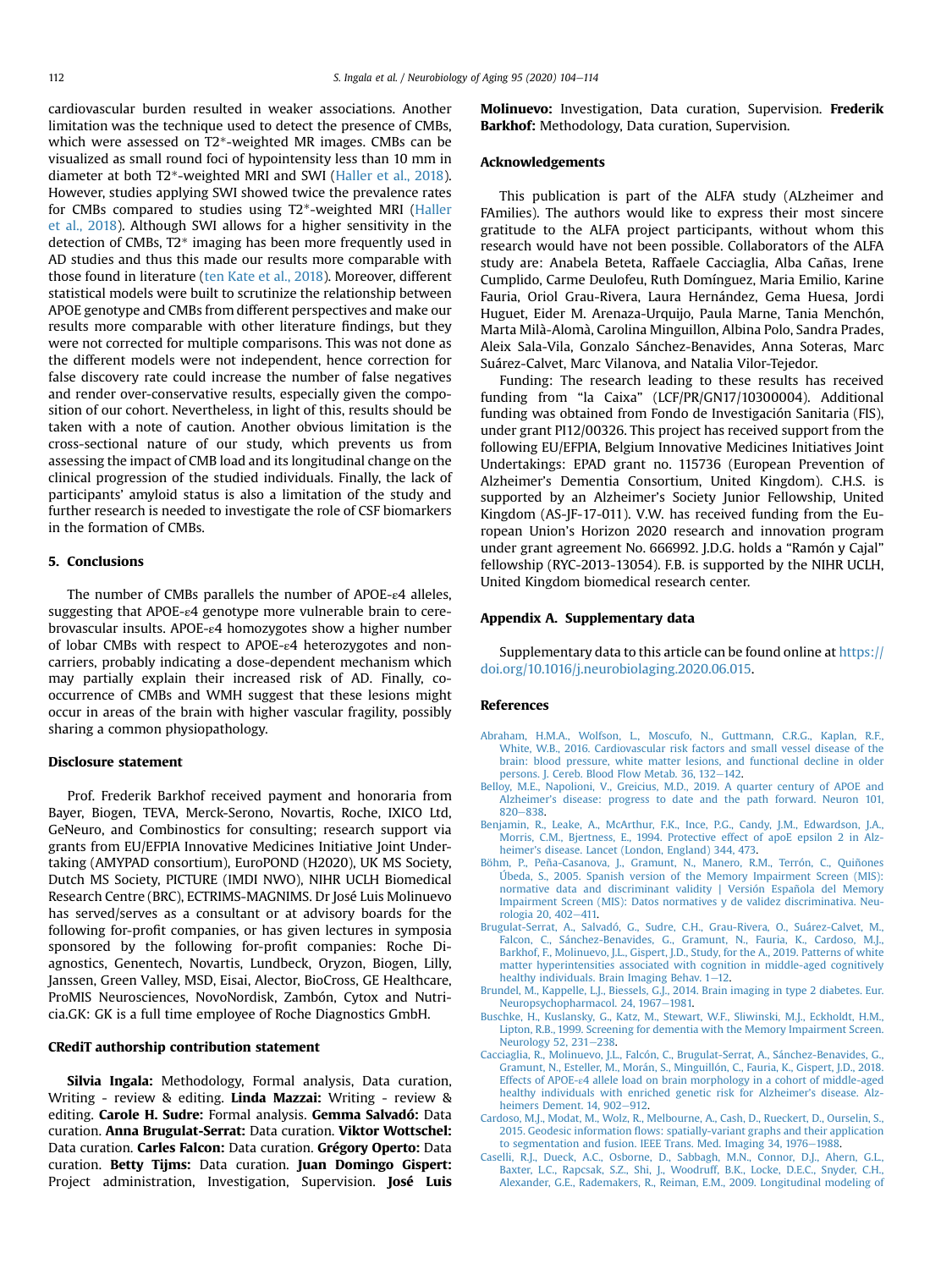cardiovascular burden resulted in weaker associations. Another limitation was the technique used to detect the presence of CMBs, which were assessed on T2*-weighted MR images. CMBs can be visualized as small round foci of hypointensity less than 10 mm in diameter at both T2*-weighted MRI and SWI (Haller et al., 2018). However, studies applying SWI showed twice the prevalence rates for CMBs compared to studies using T2*-weighted MRI (Haller et al., 2018). Although SWI allows for a higher sensitivity in the detection of CMBs, T2* imaging has been more frequently used in AD studies and thus this made our results more comparable with those found in literature (ten Kate et al., 2018). Moreover, different statistical models were built to scrutinize the relationship between APOE genotype and CMBs from different perspectives and make our results more comparable with other literature findings, but they were not corrected for multiple comparisons. This was not done as the different models were not independent, hence correction for false discovery rate could increase the number of false negatives and render over-conservative results, especially given the composition of our cohort. Nevertheless, in light of this, results should be taken with a note of caution. Another obvious limitation is the cross-sectional nature of our study, which prevents us from assessing the impact of CMB load and its longitudinal change on the clinical progression of the studied individuals. Finally, the lack of participants' amyloid status is also a limitation of the study and further research is needed to investigate the role of CSF biomarkers in the formation of CMBs.

## 5. Conclusions

The number of CMBs parallels the number of APOE-ε4 alleles, suggesting that APOE-ε4 genotype more vulnerable brain to cerebrovascular insults. APOE-ε4 homozygotes show a higher number of lobar CMBs with respect to APOE-ε4 heterozygotes and non-carriers, probably indicating a dose-dependent mechanism which may partially explain their increased risk of AD. Finally, co-occurrence of CMBs and WMH suggest that these lesions might occur in areas of the brain with higher vascular fragility, possibly sharing a common physiopathology.

## Disclosure statement

Prof. Frederik Barkhof received payment and honoraria from Bayer, Biogen, TEVA, Merck-Serono, Novartis, Roche, IXICO Ltd, GeNeuro, and Combinostics for consulting; research support via grants from EU/EFPIA Innovative Medicines Initiative Joint Undertaking (AMYPAD consortium), EuroPOND (H2020), UK MS Society, Dutch MS Society, PICTURE (IMDI NWO), NIHR UCLH Biomedical Research Centre (BRC), ECTRIMS-MAGNIMS. Dr José Luis Molinuevo has served/serves as a consultant or at advisory boards for the following for-profit companies, or has given lectures in symposia sponsored by the following for-profit companies: Roche Diagnostics, Genentech, Novartis, Lundbeck, Oryzon, Biogen, Lilly, Janssen, Green Valley, MSD, Eisai, Alector, BioCross, GE Healthcare, ProMIS Neurosciences, NovoNordisk, Zambón, Cytox and Nutricia.GK: GK is a full time employee of Roche Diagnostics GmbH.

## CRediT authorship contribution statement

**Silvia Ingala:** Methodology, Formal analysis, Data curation, Writing - review & editing. **Linda Mazzai:** Writing - review & editing. **Carole H. Sudre:** Formal analysis. **Gemma Salvadó:** Data curation. **Anna Brugulat-Serrat:** Data curation. **Viktor Wottschel:** Data curation. **Carles Falcon:** Data curation. **Grégory Operto:** Data curation. **Betty Tijms:** Data curation. **Juan Domingo Gispert:** Project administration, Investigation, Supervision. **José Luis Molinuevo:** Investigation, Data curation, Supervision. **Frederik Barkhof:** Methodology, Data curation, Supervision.

## Acknowledgements

This publication is part of the ALFA study (ALzheimer and FAmilies). The authors would like to express their most sincere gratitude to the ALFA project participants, without whom this research would have not been possible. Collaborators of the ALFA study are: Anabela Beteta, Raffaele Cacciaglia, Alba Cañas, Irene Cumplido, Carme Deulofeu, Ruth Domínguez, Maria Emilio, Karine Fauria, Oriol Grau-Rivera, Laura Hernández, Gema Huesa, Jordi Huguet, Eider M. Arenaza-Urquijo, Paula Marne, Tania Menchón, Marta Milà-Alomà, Carolina Minguillon, Albina Polo, Sandra Prades, Aleix Sala-Vila, Gonzalo Sánchez-Benavides, Anna Soteras, Marc Suárez-Calvet, Marc Vilanova, and Natalia Vilor-Tejedor.

Funding: The research leading to these results has received funding from "la Caixa" (LCF/PR/GN17/10300004). Additional funding was obtained from Fondo de Investigación Sanitaria (FIS), under grant PI12/00326. This project has received support from the following EU/EFPIA, Belgium Innovative Medicines Initiatives Joint Undertakings: EPAD grant no. 115736 (European Prevention of Alzheimer's Dementia Consortium, United Kingdom). C.H.S. is supported by an Alzheimer's Society Junior Fellowship, United Kingdom (AS-JF-17-011). V.W. has received funding from the European Union's Horizon 2020 research and innovation program under grant agreement No. 666992. J.D.G. holds a "Ramón y Cajal" fellowship (RYC-2013-13054). F.B. is supported by the NIHR UCLH, United Kingdom biomedical research center.

## Appendix A. Supplementary data

Supplementary data to this article can be found online at https://doi.org/10.1016/j.neurobiolaging.2020.06.015.

## References

Abraham, H.M.A., Wolfson, L., Moscufo, N., Guttmann, C.R.G., Kaplan, R.F., White, W.B., 2016. Cardiovascular risk factors and small vessel disease of the brain: blood pressure, white matter lesions, and functional decline in older persons. J. Cereb. Blood Flow Metab. 36, 132–142.

Belloy, M.E., Napolioni, V., Greicius, M.D., 2019. A quarter century of APOE and Alzheimer's disease: progress to date and the path forward. Neuron 101, 820–838.

Benjamin, R., Leake, A., McArthur, F.K., Ince, P.G., Candy, J.M., Edwardson, J.A., Morris, C.M., Bjertness, E., 1994. Protective effect of apoE epsilon 2 in Alzheimer's disease. Lancet (London, England) 344, 473.

Böhm, P., Peña-Casanova, J., Gramunt, N., Manero, R.M., Terrón, C., Quiñones Úbeda, S., 2005. Spanish version of the Memory Impairment Screen (MIS): normative data and discriminant validity | Versión Española del Memory Impairment Screen (MIS): Datos normativos y de validez discriminativa. Neurologia 20, 402–411.

Brugulat-Serrat, A., Salvadó, G., Sudre, C.H., Grau-Rivera, O., Suárez-Calvet, M., Falcon, C., Sánchez-Benavides, G., Gramunt, N., Fauria, K., Cardoso, M.J., Barkhof, F., Molinuevo, J.L., Gispert, J.D., Study, for the A., 2019. Patterns of white matter hyperintensities associated with cognition in middle-aged cognitively healthy individuals. Brain Imaging Behav. 1–12.

Brundel, M., Kappelle, L.J., Biessels, G.J., 2014. Brain imaging in type 2 diabetes. Eur. Neuropsychopharmacol. 24, 1967–1981.

Buschke, H., Kuslansky, G., Katz, M., Stewart, W.F., Sliwinski, M.J., Eckholdt, H.M., Lipton, R.B., 1999. Screening for dementia with the Memory Impairment Screen. Neurology 52, 231–238.

Cacciaglia, R., Molinuevo, J.L., Falcón, C., Brugulat-Serrat, A., Sánchez-Benavides, G., Gramunt, N., Esteller, M., Morán, S., Minguillón, C., Fauria, K., Gispert, J.D., 2018. Effects of APOE-ε4 allele load on brain morphology in a cohort of middle-aged healthy individuals with enriched genetic risk for Alzheimer's disease. Alzheimers Dement. 14, 902–912.

Cardoso, M.J., Modat, M., Wolz, R., Melbourne, A., Cash, D., Rueckert, D., Ourselin, S., 2015. Geodesic information flows: spatially-variant graphs and their application to segmentation and fusion. IEEE Trans. Med. Imaging 34, 1976–1988.

Caselli, R.J., Dueck, A.C., Osborne, D., Sabbagh, M.N., Connor, D.J., Ahern, G.L., Baxter, L.C., Rapcsak, S.Z., Shi, J., Woodruff, B.K., Locke, D.E.C., Snyder, C.H., Alexander, G.E., Rademakers, R., Reiman, E.M., 2009. Longitudinal modeling of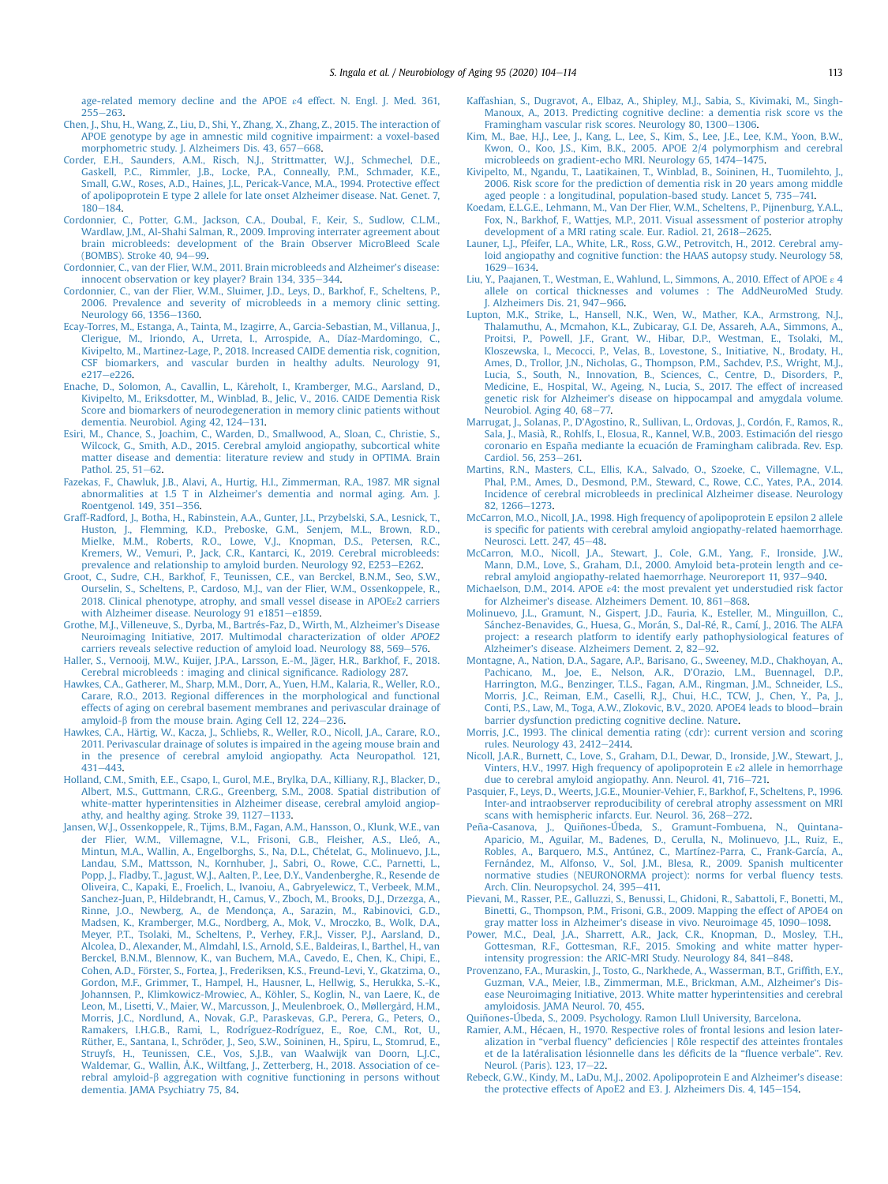age-related memory decline and the APOE ε4 effect. N. Engl. J. Med. 361, 255–263.

Chen, J., Shu, H., Wang, Z., Liu, D., Shi, Y., Zhang, X., Zhang, Z., 2015. The interaction of APOE genotype by age in amnestic mild cognitive impairment: a voxel-based morphometric study. J. Alzheimers Dis. 43, 657–668.

Corder, E.H., Saunders, A.M., Risch, N.J., Strittmatter, W.J., Schmechel, D.E., Gaskell, P.C., Rimmler, J.B., Locke, P.A., Conneally, P.M., Schmader, K.E., Small, G.W., Roses, A.D., Haines, J.L., Pericak-Vance, M.A., 1994. Protective effect of apolipoprotein E type 2 allele for late onset Alzheimer disease. Nat. Genet. 7, 180–184.

Cordonnier, C., Potter, G.M., Jackson, C.A., Doubal, F., Keir, S., Sudlow, C.L.M., Wardlaw, J.M., Al-Shahi Salman, R., 2009. Improving interrater agreement about brain microbleeds: development of the Brain Observer MicroBleed Scale (BOMBS). Stroke 40, 94–99.

Cordonnier, C., van der Flier, W.M., 2011. Brain microbleeds and Alzheimer's disease: innocent observation or key player? Brain 134, 335–344.

Cordonnier, C., van der Flier, W.M., Sluimer, J.D., Leys, D., Barkhof, F., Scheltens, P., 2006. Prevalence and severity of microbleeds in a memory clinic setting. Neurology 66, 1356–1360.

Ecay-Torres, M., Estanga, A., Tainta, M., Izagirre, A., Garcia-Sebastian, M., Villanua, J., Clerigue, M., Iriondo, A., Urreta, I., Arrospide, A., Díaz-Mardomingo, C., Kivipelto, M., Martinez-Lage, P., 2018. Increased CAIDE dementia risk, cognition, CSF biomarkers, and vascular burden in healthy adults. Neurology 91, e217–e226.

Enache, D., Solomon, A., Cavallin, L., Kåreholt, I., Kramberger, M.G., Aarsland, D., Kivipelto, M., Eriksdotter, M., Winblad, B., Jelic, V., 2016. CAIDE Dementia Risk Score and biomarkers of neurodegeneration in memory clinic patients without dementia. Neurobiol. Aging 42, 124–131.

Esiri, M., Chance, S., Joachim, C., Warden, D., Smallwood, A., Sloan, C., Christie, S., Wilcock, G., Smith, A.D., 2015. Cerebral amyloid angiopathy, subcortical white matter disease and dementia: literature review and study in OPTIMA. Brain Pathol. 25, 51–62.

Fazekas, F., Chawluk, J.B., Alavi, A., Hurtig, H.I., Zimmerman, R.A., 1987. MR signal abnormalities at 1.5 T in Alzheimer's dementia and normal aging. Am. J. Roentgenol. 149, 351–356.

Graff-Radford, J., Botha, H., Rabinstein, A.A., Gunter, J.L., Przybelski, S.A., Lesnick, T., Huston, J., Flemming, K.D., Preboske, G.M., Senjem, M.L., Brown, R.D., Mielke, M.M., Roberts, R.O., Lowe, V.J., Knopman, D.S., Petersen, R.C., Kremers, W., Vemuri, P., Jack, C.R., Kantarci, K., 2019. Cerebral microbleeds: prevalence and relationship to amyloid burden. Neurology 92, E253–E262.

Groot, C., Sudre, C.H., Barkhof, F., Teunissen, C.E., van Berckel, B.N.M., Seo, S.W., Ourselin, S., Scheltens, P., Cardoso, M.J., van der Flier, W.M., Ossenkoppele, R., 2018. Clinical phenotype, atrophy, and small vessel disease in APOEε2 carriers with Alzheimer disease. Neurology 91 e1851–e1859.

Grothe, M.J., Villeneuve, S., Dyrba, M., Bartrés-Faz, D., Wirth, M., Alzheimer's Disease Neuroimaging Initiative, 2017. Multimodal characterization of older *APOE2* carriers reveals selective reduction of amyloid load. Neurology 88, 569–576.

Haller, S., Vernooij, M.W., Kuijer, J.P.A., Larsson, E.-M., Jäger, H.R., Barkhof, F., 2018. Cerebral microbleeds : imaging and clinical significance. Radiology 287.

Hawkes, C.A., Gatherer, M., Sharp, M.M., Dorr, A., Yuen, H.M., Kalaria, R., Weller, R.O., Carare, R.O., 2013. Regional differences in the morphological and functional effects of aging on cerebral basement membranes and perivascular drainage of amyloid-β from the mouse brain. Aging Cell 12, 224–236.

Hawkes, C.A., Härtig, W., Kacza, J., Schliebs, R., Weller, R.O., Nicoll, J.A., Carare, R.O., 2011. Perivascular drainage of solutes is impaired in the ageing mouse brain and in the presence of cerebral amyloid angiopathy. Acta Neuropathol. 121, 431–443.

Holland, C.M., Smith, E.E., Csapo, I., Gurol, M.E., Brylka, D.A., Killiany, R.J., Blacker, D., Albert, M.S., Guttmann, C.R.G., Greenberg, S.M., 2008. Spatial distribution of white-matter hyperintensities in Alzheimer disease, cerebral amyloid angiopathy, and healthy aging. Stroke 39, 1127–1133.

Jansen, W.J., Ossenkoppele, R., Tijms, B.M., Fagan, A.M., Hansson, O., Klunk, W.E., van der Flier, W.M., Villemagne, V.L., Frisoni, G.B., Fleisher, A.S., Lleó, A., Mintun, M.A., Wallin, A., Engelborghs, S., Na, D.L., Chételat, G., Molinuevo, J.L., Landau, S.M., Mattsson, N., Kornhuber, J., Sabri, O., Rowe, C.C., Parnetti, L., Popp, J., Fladby, T., Jagust, W.J., Aalten, P., Lee, D.Y., Vandenberghe, R., Resende de Oliveira, C., Kapaki, E., Froelich, L., Ivanoiu, A., Gabryelewicz, T., Verbeek, M.M., Sanchez-Juan, P., Hildebrandt, H., Camus, V., Zboch, M., Brooks, D.J., Drzezga, A., Rinne, J.O., Newberg, A., de Mendonça, A., Sarazin, M., Rabinovici, G.D., Madsen, K., Kramberger, M.G., Nordberg, A., Mok, V., Mroczko, B., Wolk, D.A., Meyer, P.T., Tsolaki, M., Scheltens, P., Verhey, F.R.J., Visser, P.J., Aarsland, D., Alcolea, D., Alexander, M., Almdahl, I.S., Arnold, S.E., Baldeiras, I., Barthel, H., van Berckel, B.N.M., Blennow, K., van Buchem, M.A., Cavedo, E., Chen, K., Chipi, E., Cohen, A.D., Förster, S., Fortea, J., Frederiksen, K.S., Freund-Levi, Y., Gkatzima, O., Gordon, M.F., Grimmer, T., Hampel, H., Hausner, L., Hellwig, S., Herukka, S.-K., Johannsen, P., Klimkowicz-Mrowiec, A., Köhler, S., Koglin, N., van Laere, K., de Leon, M., Lisetti, V., Maier, W., Marcusson, J., Meulenbroek, O., Møllergård, H.M., Morris, J.C., Nordlund, A., Novak, G.P., Paraskevas, G.P., Perera, G., Peters, O., Ramakers, I.H.G.B., Rami, L., Rodríguez-Rodríguez, E., Roe, C.M., Rot, U., Rüther, E., Santana, I., Schröder, J., Seo, S.W., Soininen, H., Spiru, L., Stomrud, E., Struyfs, H., Teunissen, C.E., Vos, S.J.B., van Waalwijk van Doorn, L.J.C., Waldemar, G., Wallin, Å.K., Wiltfang, J., Zetterberg, H., 2018. Association of cerebral amyloid-β aggregation with cognitive functioning in persons without dementia. JAMA Psychiatry 75, 84.

Kaffashian, S., Dugravot, A., Elbaz, A., Shipley, M.J., Sabia, S., Kivimaki, M., Singh-Manoux, A., 2013. Predicting cognitive decline: a dementia risk score vs the Framingham vascular risk scores. Neurology 80, 1300–1306.

Kim, M., Bae, H.J., Lee, J., Kang, L., Lee, S., Kim, S., Lee, J.E., Lee, K.M., Yoon, B.W., Kwon, O., Koo, J.S., Kim, B.K., 2005. APOE 2/4 polymorphism and cerebral microbleeds on gradient-echo MRI. Neurology 65, 1474–1475.

Kivipelto, M., Ngandu, T., Laatikainen, T., Winblad, B., Soininen, H., Tuomilehto, J., 2006. Risk score for the prediction of dementia risk in 20 years among middle aged people : a longitudinal, population-based study. Lancet 5, 735–741.

Koedam, E.L.G.E., Lehmann, M., Van Der Flier, W.M., Scheltens, P., Pijnenburg, Y.A.L., Fox, N., Barkhof, F., Wattjes, M.P., 2011. Visual assessment of posterior atrophy development of a MRI rating scale. Eur. Radiol. 21, 2618–2625.

Launer, L.J., Pfeifer, L.A., White, L.R., Ross, G.W., Petrovitch, H., 2012. Cerebral amyloid angiopathy and cognitive function: the HAAS autopsy study. Neurology 58, 1629–1634.

Liu, Y., Paajanen, T., Westman, E., Wahlund, L., Simmons, A., 2010. Effect of APOE ε 4 allele on cortical thicknesses and volumes : The AddNeuroMed Study. J. Alzheimers Dis. 21, 947–966.

Lupton, M.K., Strike, L., Hansell, N.K., Wen, W., Mather, K.A., Armstrong, N.J., Thalamuthu, A., Mcmahon, K.L., Zubicaray, G.I. De, Assareh, A.A., Simmons, A., Proitsi, P., Powell, J.F., Grant, W., Hibar, D.P., Westman, E., Tsolaki, M., Kloszewska, I., Mecocci, P., Velas, B., Lovestone, S., Initiative, N., Brodaty, H., Ames, D., Trollor, J.N., Nicholas, G., Thompson, P.M., Sachdev, P.S., Wright, M.J., Lucia, S., South, N., Innovation, B., Sciences, C., Centre, D., Disorders, P., Medicine, E., Hospital, W., Ageing, N., Lucia, S., 2017. The effect of increased genetic risk for Alzheimer's disease on hippocampal and amygdala volume. Neurobiol. Aging 40, 68–77.

Marrugat, J., Solanas, P., D'Agostino, R., Sullivan, L., Ordovas, J., Cordón, F., Ramos, R., Sala, J., Masià, R., Rohlfs, I., Elosua, R., Kannel, W.B., 2003. Estimación del riesgo coronario en España mediante la ecuación de Framingham calibrada. Rev. Esp. Cardiol. 56, 253–261.

Martins, R.N., Masters, C.L., Ellis, K.A., Salvado, O., Szoeke, C., Villemagne, V.L., Phal, P.M., Ames, D., Desmond, P.M., Steward, C., Rowe, C.C., Yates, P.A., 2014. Incidence of cerebral microbleeds in preclinical Alzheimer disease. Neurology 82, 1266–1273.

McCarron, M.O., Nicoll, J.A., 1998. High frequency of apolipoprotein E epsilon 2 allele is specific for patients with cerebral amyloid angiopathy-related haemorrhage. Neurosci. Lett. 247, 45–48.

McCarron, M.O., Nicoll, J.A., Stewart, J., Cole, G.M., Yang, F., Ironside, J.W., Mann, D.M., Love, S., Graham, D.I., 2000. Amyloid beta-protein length and cerebral amyloid angiopathy-related haemorrhage. Neuroreport 11, 937–940.

Michaelson, D.M., 2014. APOE ε4: the most prevalent yet understudied risk factor for Alzheimer's disease. Alzheimers Dement. 10, 861–868.

Molinuevo, J.L., Gramunt, N., Gispert, J.D., Fauria, K., Esteller, M., Minguillon, C., Sánchez-Benavides, G., Huesa, G., Morán, S., Dal-Ré, R., Camí, J., 2016. The ALFA project: a research platform to identify early pathophysiological features of Alzheimer's disease. Alzheimers Dement. 2, 82–92.

Montagne, A., Nation, D.A., Sagare, A.P., Barisano, G., Sweeney, M.D., Chakhoyan, A., Pachicano, M., Joe, E., Nelson, A.R., D'Orazio, L.M., Buennagel, D.P., Harrington, M.G., Benzinger, T.L.S., Fagan, A.M., Ringman, J.M., Schneider, L.S., Morris, J.C., Reiman, E.M., Caselli, R.J., Chui, H.C., TCW, J., Chen, Y., Pa, J., Conti, P.S., Law, M., Toga, A.W., Zlokovic, B.V., 2020. APOE4 leads to blood–brain barrier dysfunction predicting cognitive decline. Nature.

Morris, J.C., 1993. The clinical dementia rating (cdr): current version and scoring rules. Neurology 43, 2412–2414.

Nicoll, J.A.R., Burnett, C., Love, S., Graham, D.I., Dewar, D., Ironside, J.W., Stewart, J., Vinters, H.V., 1997. High frequency of apolipoprotein E ε2 allele in hemorrhage due to cerebral amyloid angiopathy. Ann. Neurol. 41, 716–721.

Pasquier, F., Leys, D., Weerts, J.G.E., Mounier-Vehier, F., Barkhof, F., Scheltens, P., 1996. Inter-and intraobserver reproducibility of cerebral atrophy assessment on MRI scans with hemispheric infarcts. Eur. Neurol. 36, 268–272.

Peña-Casanova, J., Quiñones-Úbeda, S., Gramunt-Fombuena, N., Quintana-Aparicio, M., Aguilar, M., Badenes, D., Cerulla, N., Molinuevo, J.L., Ruiz, E., Robles, A., Barquero, M.S., Antúnez, C., Martínez-Parra, C., Frank-García, A., Fernández, M., Alfonso, V., Sol, J.M., Blesa, R., 2009. Spanish multicenter normative studies (NEURONORMA project): norms for verbal fluency tests. Arch. Clin. Neuropsychol. 24, 395–411.

Pievani, M., Rasser, P.E., Galluzzi, S., Benussi, L., Ghidoni, R., Sabattoli, F., Bonetti, M., Binetti, G., Thompson, P.M., Frisoni, G.B., 2009. Mapping the effect of APOE4 on gray matter loss in Alzheimer's disease in vivo. Neuroimage 45, 1090–1098.

Power, M.C., Deal, J.A., Sharrett, A.R., Jack, C.R., Knopman, D., Mosley, T.H., Gottesman, R.F., Gottesman, R.F., 2015. Smoking and white matter hyperintensity progression: the ARIC-MRI Study. Neurology 84, 841–848.

Provenzano, F.A., Muraskin, J., Tosto, G., Narkhede, A., Wasserman, B.T., Griffith, E.Y., Guzman, V.A., Meier, I.B., Zimmerman, M.E., Brickman, A.M., Alzheimer's Disease Neuroimaging Initiative, 2013. White matter hyperintensities and cerebral amyloidosis. JAMA Neurol. 70, 455.

Quiñones-Úbeda, S., 2009. Psychology. Ramon Llull University, Barcelona.

Ramier, A.M., Hécaen, H., 1970. Respective roles of frontal lesions and lesion lateralization in "verbal fluency" deficiencies | Rôle respectif des atteintes frontales et de la latéralisation lésionnelle dans les déficits de la "fluence verbale". Rev. Neurol. (Paris). 123, 17–22.

Rebeck, G.W., Kindy, M., LaDu, M.J., 2002. Apolipoprotein E and Alzheimer's disease: the protective effects of ApoE2 and E3. J. Alzheimers Dis. 4, 145–154.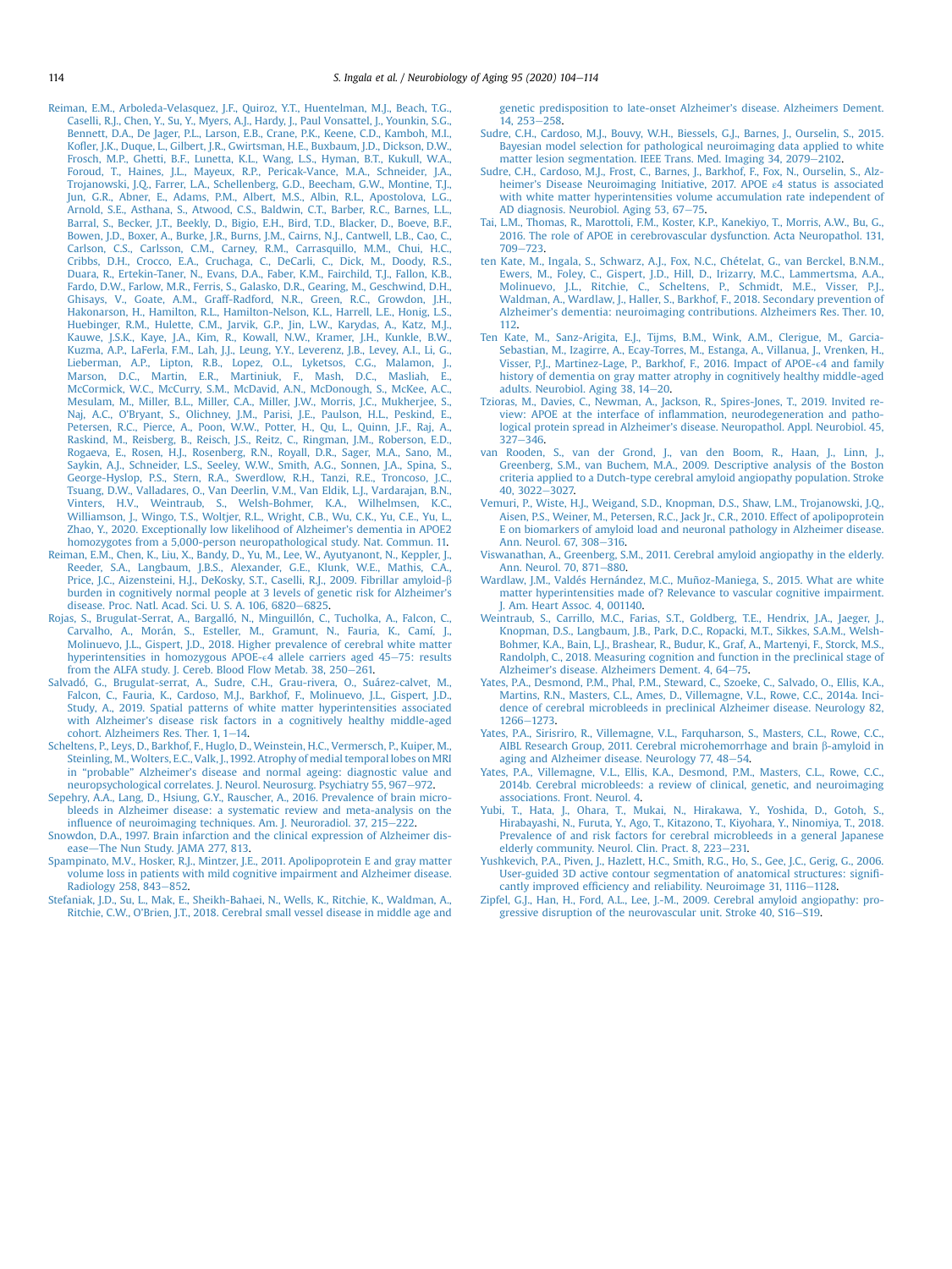Reiman, E.M., Arboleda-Velasquez, J.F., Quiroz, Y.T., Huentelman, M.J., Beach, T.G., Caselli, R.J., Chen, Y., Su, Y., Myers, A.J., Hardy, J., Paul Vonsattel, J., Younkin, S.G., Bennett, D.A., De Jager, P.L., Larson, E.B., Crane, P.K., Keene, C.D., Kamboh, M.I., Kofler, J.K., Duque, L., Gilbert, J.R., Gwirtsman, H.E., Buxbaum, J.D., Dickson, D.W., Frosch, M.P., Ghetti, B.F., Lunetta, K.L., Wang, L.S., Hyman, B.T., Kukull, W.A., Foroud, T., Haines, J.L., Mayeux, R.P., Pericak-Vance, M.A., Schneider, J.A., Trojanowski, J.Q., Farrer, L.A., Schellenberg, G.D., Beecham, G.W., Montine, T.J., Jun, G.R., Abner, E., Adams, P.M., Albert, M.S., Albin, R.L., Apostolova, L.G., Arnold, S.E., Asthana, S., Atwood, C.S., Baldwin, C.T., Barber, R.C., Barnes, L.L., Barral, S., Becker, J.T., Beekly, D., Bigio, E.H., Bird, T.D., Blacker, D., Boeve, B.F., Bowen, J.D., Boxer, A., Burke, J.R., Burns, J.M., Cairns, N.J., Cantwell, L.B., Cao, C., Carlson, C.S., Carlsson, C.M., Carney, R.M., Carrasquillo, M.M., Chui, H.C., Cribbs, D.H., Crocco, E.A., Cruchaga, C., DeCarli, C., Dick, M., Doody, R.S., Duara, R., Ertekin-Taner, N., Evans, D.A., Faber, K.M., Fairchild, T.J., Fallon, K.B., Fardo, D.W., Farlow, M.R., Ferris, S., Galasko, D.R., Gearing, M., Geschwind, D.H., Ghisays, V., Goate, A.M., Graff-Radford, N.R., Green, R.C., Growdon, J.H., Hakonarson, H., Hamilton, R.L., Hamilton-Nelson, K.L., Harrell, L.E., Honig, L.S., Huebinger, R.M., Hulette, C.M., Jarvik, G.P., Jin, L.W., Karydas, A., Katz, M.J., Kauwe, J.S.K., Kaye, J.A., Kim, R., Kowall, N.W., Kramer, J.H., Kunkle, B.W., Kuzma, A.P., LaFerla, F.M., Lah, J.J., Leung, Y.Y., Leverenz, J.B., Levey, A.I., Li, G., Lieberman, A.P., Lipton, R.B., Lopez, O.L., Lyketsos, C.G., Malamon, J., Marson, D.C., Martin, E.R., Martiniuk, F., Mash, D.C., Masliah, E., McCormick, W.C., McCurry, S.M., McDavid, A.N., McDonough, S., McKee, A.C., Mesulam, M., Miller, B.L., Miller, C.A., Miller, J.W., Morris, J.C., Mukherjee, S., Naj, A.C., O'Bryant, S., Olichney, J.M., Parisi, J.E., Paulson, H.L., Peskind, E., Petersen, R.C., Pierce, A., Poon, W.W., Potter, H., Qu, L., Quinn, J.F., Raj, A., Raskind, M., Reisberg, B., Reisch, J.S., Reitz, C., Ringman, J.M., Roberson, E.D., Rogaeva, E., Rosen, H.J., Rosenberg, R.N., Royall, D.R., Sager, M.A., Sano, M., Saykin, A.J., Schneider, L.S., Seeley, W.W., Smith, A.G., Sonnen, J.A., Spina, S., George-Hyslop, P.S., Stern, R.A., Swerdlow, R.H., Tanzi, R.E., Troncoso, J.C., Tsuang, D.W., Valladares, O., Van Deerlin, V.M., Van Eldik, L.J., Vardarajan, B.N., Vinters, H.V., Weintraub, S., Welsh-Bohmer, K.A., Wilhelmsen, K.C., Williamson, J., Wingo, T.S., Woltjer, R.L., Wright, C.B., Wu, C.K., Yu, C.E., Yu, L., Zhao, Y., 2020. Exceptionally low likelihood of Alzheimer's dementia in APOE2 homozygotes from a 5,000-person neuropathological study. Nat. Commun. 11.

Reiman, E.M., Chen, K., Liu, X., Bandy, D., Yu, M., Lee, W., Ayutyanont, N., Keppler, J., Reeder, S.A., Langbaum, J.B.S., Alexander, G.E., Klunk, W.E., Mathis, C.A., Price, J.C., Aizensteini, H.J., DeKosky, S.T., Caselli, R.J., 2009. Fibrillar amyloid-β burden in cognitively normal people at 3 levels of genetic risk for Alzheimer's disease. Proc. Natl. Acad. Sci. U. S. A. 106, 6820–6825.

Rojas, S., Brugulat-Serrat, A., Bargalló, N., Minguillón, C., Tucholka, A., Falcon, C., Carvalho, A., Morán, S., Esteller, M., Gramunt, N., Fauria, K., Camí, J., Molinuevo, J.L., Gispert, J.D., 2018. Higher prevalence of cerebral white matter hyperintensities in homozygous APOE-ε4 allele carriers aged 45–75: results from the ALFA study. J. Cereb. Blood Flow Metab. 38, 250–261.

Salvadó, G., Brugulat-serrat, A., Sudre, C.H., Grau-rivera, O., Suárez-calvet, M., Falcon, C., Fauria, K., Cardoso, M.J., Barkhof, F., Molinuevo, J.L., Gispert, J.D., Study, A., 2019. Spatial patterns of white matter hyperintensities associated with Alzheimer's disease risk factors in a cognitively healthy middle-aged cohort. Alzheimers Res. Ther. 1, 1–14.

Scheltens, P., Leys, D., Barkhof, F., Huglo, D., Weinstein, H.C., Vermersch, P., Kuiper, M., Steinling, M., Wolters, E.C., Valk, J., 1992. Atrophy of medial temporal lobes on MRI in "probable" Alzheimer's disease and normal ageing: diagnostic value and neuropsychological correlates. J. Neurol. Neurosurg. Psychiatry 55, 967–972.

Sepehry, A.A., Lang, D., Hsiung, G.Y., Rauscher, A., 2016. Prevalence of brain microbleeds in Alzheimer disease: a systematic review and meta-analysis on the influence of neuroimaging techniques. Am. J. Neuroradiol. 37, 215–222.

Snowdon, D.A., 1997. Brain infarction and the clinical expression of Alzheimer disease—The Nun Study. JAMA 277, 813.

Spampinato, M.V., Hosker, R.J., Mintzer, J.E., 2011. Apolipoprotein E and gray matter volume loss in patients with mild cognitive impairment and Alzheimer disease. Radiology 258, 843–852.

Stefaniak, J.D., Su, L., Mak, E., Sheikh-Bahaei, N., Wells, K., Ritchie, K., Waldman, A., Ritchie, C.W., O'Brien, J.T., 2018. Cerebral small vessel disease in middle age and genetic predisposition to late-onset Alzheimer's disease. Alzheimers Dement. 14, 253–258.

Sudre, C.H., Cardoso, M.J., Bouvy, W.H., Biessels, G.J., Barnes, J., Ourselin, S., 2015. Bayesian model selection for pathological neuroimaging data applied to white matter lesion segmentation. IEEE Trans. Med. Imaging 34, 2079–2102.

Sudre, C.H., Cardoso, M.J., Frost, C., Barnes, J., Barkhof, F., Fox, N., Ourselin, S., Alzheimer's Disease Neuroimaging Initiative, 2017. APOE ε4 status is associated with white matter hyperintensities volume accumulation rate independent of AD diagnosis. Neurobiol. Aging 53, 67–75.

Tai, L.M., Thomas, R., Marottoli, F.M., Koster, K.P., Kanekiyo, T., Morris, A.W., Bu, G., 2016. The role of APOE in cerebrovascular dysfunction. Acta Neuropathol. 131, 709–723.

ten Kate, M., Ingala, S., Schwarz, A.J., Fox, N.C., Chételat, G., van Berckel, B.N.M., Ewers, M., Foley, C., Gispert, J.D., Hill, D., Irizarry, M.C., Lammertsma, A.A., Molinuevo, J.L., Ritchie, C., Scheltens, P., Schmidt, M.E., Visser, P.J., Waldman, A., Wardlaw, J., Haller, S., Barkhof, F., 2018. Secondary prevention of Alzheimer's dementia: neuroimaging contributions. Alzheimers Res. Ther. 10, 112.

Ten Kate, M., Sanz-Arigita, E.J., Tijms, B.M., Wink, A.M., Clerigue, M., Garcia-Sebastian, M., Izagirre, A., Ecay-Torres, M., Estanga, A., Villanua, J., Vrenken, H., Visser, P.J., Martinez-Lage, P., Barkhof, F., 2016. Impact of APOE-ε4 and family history of dementia on gray matter atrophy in cognitively healthy middle-aged adults. Neurobiol. Aging 38, 14–20.

Tzioras, M., Davies, C., Newman, A., Jackson, R., Spires-Jones, T., 2019. Invited review: APOE at the interface of inflammation, neurodegeneration and pathological protein spread in Alzheimer's disease. Neuropathol. Appl. Neurobiol. 45, 327–346.

van Rooden, S., van der Grond, J., van den Boom, R., Haan, J., Linn, J., Greenberg, S.M., van Buchem, M.A., 2009. Descriptive analysis of the Boston criteria applied to a Dutch-type cerebral amyloid angiopathy population. Stroke 40, 3022–3027.

Vemuri, P., Wiste, H.J., Weigand, S.D., Knopman, D.S., Shaw, L.M., Trojanowski, J.Q., Aisen, P.S., Weiner, M., Petersen, R.C., Jack Jr., C.R., 2010. Effect of apolipoprotein E on biomarkers of amyloid load and neuronal pathology in Alzheimer disease. Ann. Neurol. 67, 308–316.

Viswanathan, A., Greenberg, S.M., 2011. Cerebral amyloid angiopathy in the elderly. Ann. Neurol. 70, 871–880.

Wardlaw, J.M., Valdés Hernández, M.C., Muñoz-Maniega, S., 2015. What are white matter hyperintensities made of? Relevance to vascular cognitive impairment. J. Am. Heart Assoc. 4, 001140.

Weintraub, S., Carrillo, M.C., Farias, S.T., Goldberg, T.E., Hendrix, J.A., Jaeger, J., Knopman, D.S., Langbaum, J.B., Park, D.C., Ropacki, M.T., Sikkes, S.A.M., Welsh-Bohmer, K.A., Bain, L.J., Brashear, R., Budur, K., Graf, A., Martenyi, F., Storck, M.S., Randolph, C., 2018. Measuring cognition and function in the preclinical stage of Alzheimer's disease. Alzheimers Dement. 4, 64–75.

Yates, P.A., Desmond, P.M., Phal, P.M., Steward, C., Szoeke, C., Salvado, O., Ellis, K.A., Martins, R.N., Masters, C.L., Ames, D., Villemagne, V.L., Rowe, C.C., 2014a. Incidence of cerebral microbleeds in preclinical Alzheimer disease. Neurology 82, 1266–1273.

Yates, P.A., Sirisriro, R., Villemagne, V.L., Farquharson, S., Masters, C.L., Rowe, C.C., AIBL Research Group, 2011. Cerebral microhemorrhage and brain β-amyloid in aging and Alzheimer disease. Neurology 77, 48–54.

Yates, P.A., Villemagne, V.L., Ellis, K.A., Desmond, P.M., Masters, C.L., Rowe, C.C., 2014b. Cerebral microbleeds: a review of clinical, genetic, and neuroimaging associations. Front. Neurol. 4.

Yubi, T., Hata, J., Ohara, T., Mukai, N., Hirakawa, Y., Yoshida, D., Gotoh, S., Hirabayashi, N., Furuta, Y., Ago, T., Kitazono, T., Kiyohara, Y., Ninomiya, T., 2018. Prevalence of and risk factors for cerebral microbleeds in a general Japanese elderly community. Neurol. Clin. Pract. 8, 223–231.

Yushkevich, P.A., Piven, J., Hazlett, H.C., Smith, R.G., Ho, S., Gee, J.C., Gerig, G., 2006. User-guided 3D active contour segmentation of anatomical structures: significantly improved efficiency and reliability. Neuroimage 31, 1116–1128.

Zipfel, G.J., Han, H., Ford, A.L., Lee, J.-M., 2009. Cerebral amyloid angiopathy: progressive disruption of the neurovascular unit. Stroke 40, S16–S19.